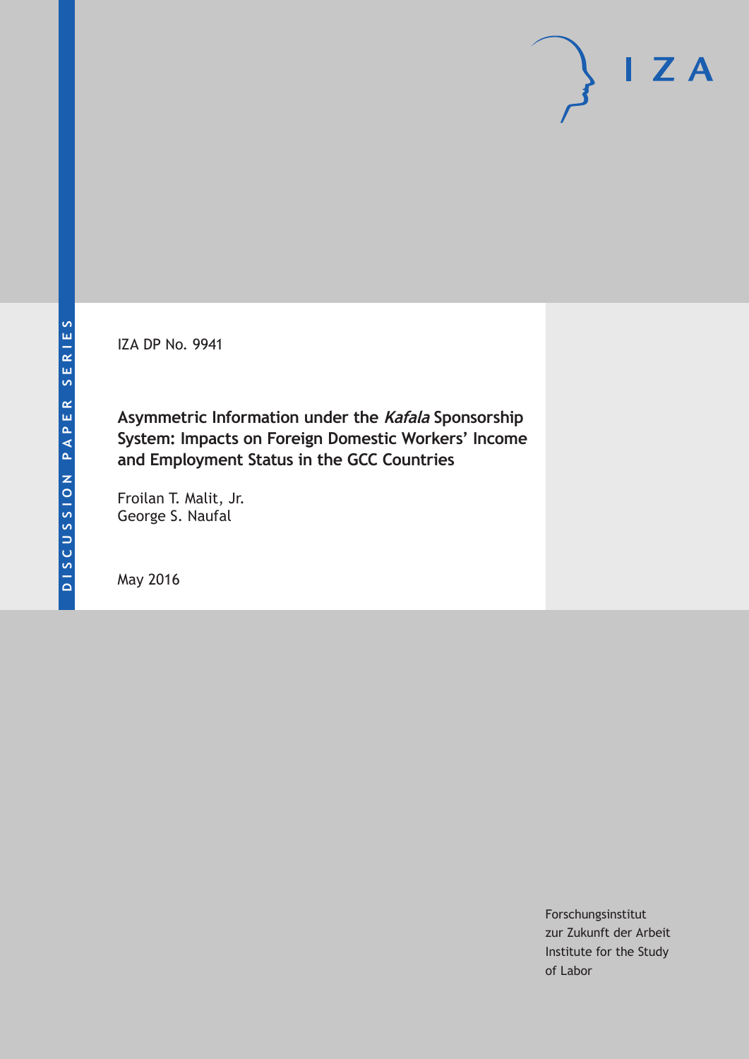DISCUSSION PAPER SERIES

IZA DP No. 9941

# Asymmetric Information under the *Kafala* Sponsorship System: Impacts on Foreign Domestic Workers' Income and Employment Status in the GCC Countries

Froilan T. Malit, Jr.
George S. Naufal

May 2016

Forschungsinstitut
zur Zukunft der Arbeit
Institute for the Study
of Labor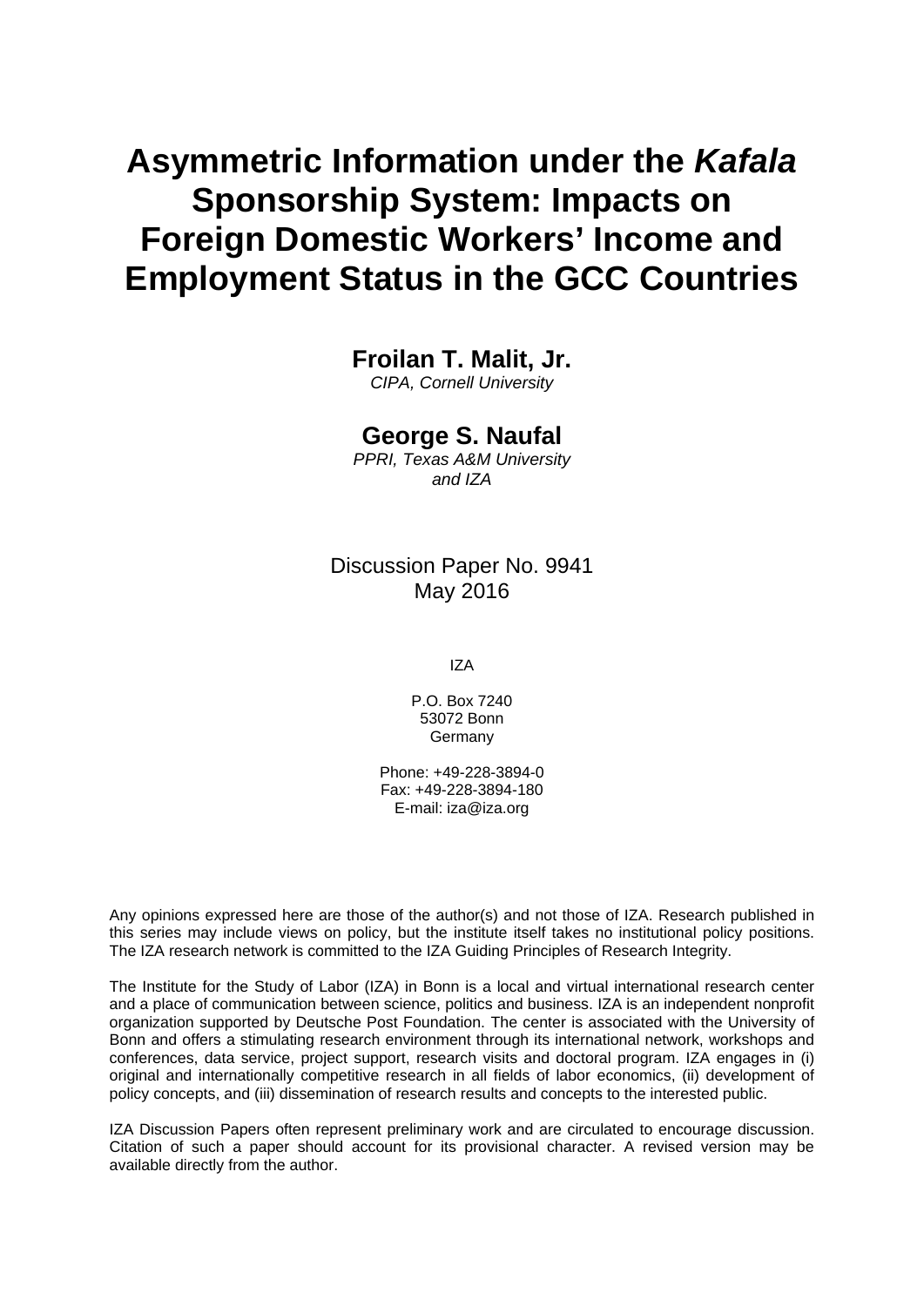# Asymmetric Information under the *Kafala* Sponsorship System: Impacts on Foreign Domestic Workers' Income and Employment Status in the GCC Countries

**Froilan T. Malit, Jr.**

*CIPA, Cornell University*

**George S. Naufal**

*PPRI, Texas A&M University and IZA*

Discussion Paper No. 9941
May 2016

IZA

P.O. Box 7240
53072 Bonn
Germany

Phone: +49-228-3894-0
Fax: +49-228-3894-180
E-mail: iza@iza.org

Any opinions expressed here are those of the author(s) and not those of IZA. Research published in this series may include views on policy, but the institute itself takes no institutional policy positions. The IZA research network is committed to the IZA Guiding Principles of Research Integrity.

The Institute for the Study of Labor (IZA) in Bonn is a local and virtual international research center and a place of communication between science, politics and business. IZA is an independent nonprofit organization supported by Deutsche Post Foundation. The center is associated with the University of Bonn and offers a stimulating research environment through its international network, workshops and conferences, data service, project support, research visits and doctoral program. IZA engages in (i) original and internationally competitive research in all fields of labor economics, (ii) development of policy concepts, and (iii) dissemination of research results and concepts to the interested public.

IZA Discussion Papers often represent preliminary work and are circulated to encourage discussion. Citation of such a paper should account for its provisional character. A revised version may be available directly from the author.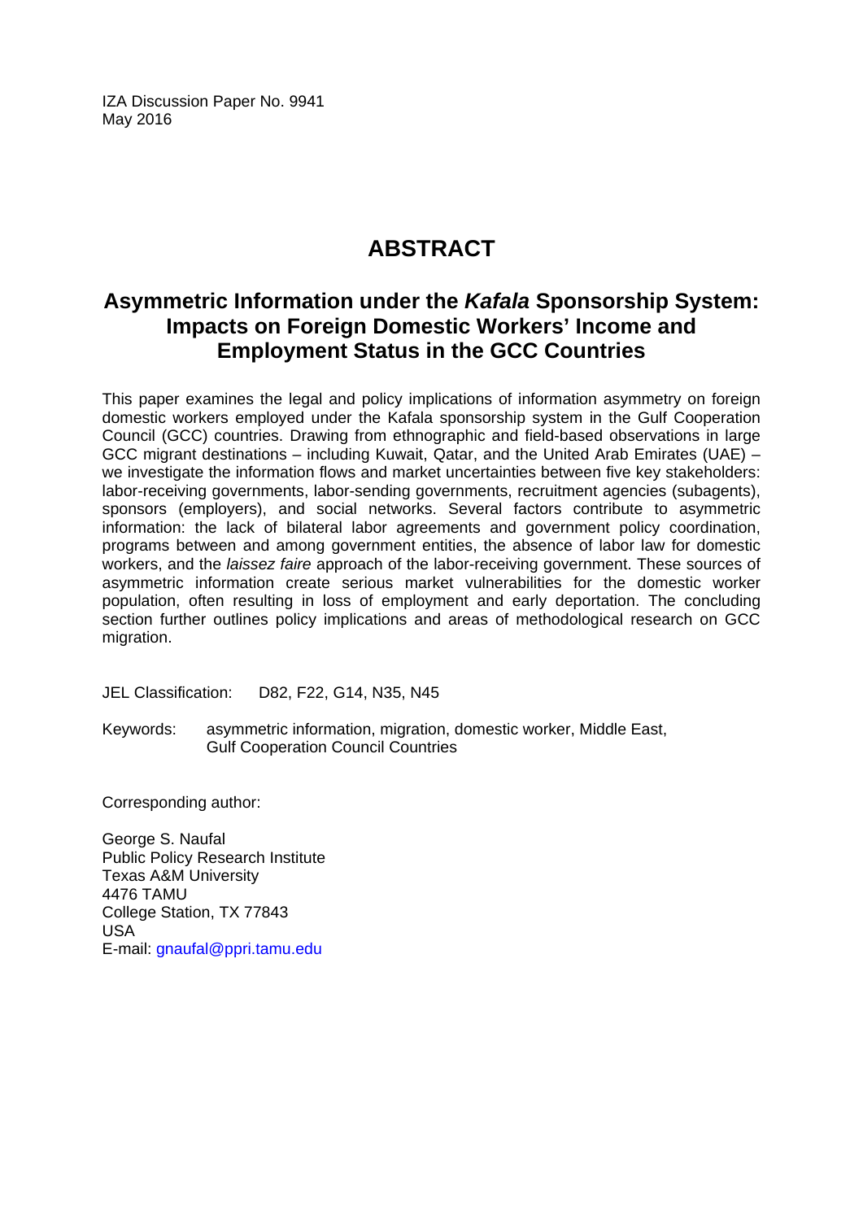IZA Discussion Paper No. 9941
May 2016

# ABSTRACT

## Asymmetric Information under the *Kafala* Sponsorship System: Impacts on Foreign Domestic Workers' Income and Employment Status in the GCC Countries

This paper examines the legal and policy implications of information asymmetry on foreign domestic workers employed under the Kafala sponsorship system in the Gulf Cooperation Council (GCC) countries. Drawing from ethnographic and field-based observations in large GCC migrant destinations – including Kuwait, Qatar, and the United Arab Emirates (UAE) – we investigate the information flows and market uncertainties between five key stakeholders: labor-receiving governments, labor-sending governments, recruitment agencies (subagents), sponsors (employers), and social networks. Several factors contribute to asymmetric information: the lack of bilateral labor agreements and government policy coordination, programs between and among government entities, the absence of labor law for domestic workers, and the *laissez faire* approach of the labor-receiving government. These sources of asymmetric information create serious market vulnerabilities for the domestic worker population, often resulting in loss of employment and early deportation. The concluding section further outlines policy implications and areas of methodological research on GCC migration.

JEL Classification: D82, F22, G14, N35, N45

Keywords: asymmetric information, migration, domestic worker, Middle East, Gulf Cooperation Council Countries

Corresponding author:

George S. Naufal
Public Policy Research Institute
Texas A&M University
4476 TAMU
College Station, TX 77843
USA
E-mail: gnaufal@ppri.tamu.edu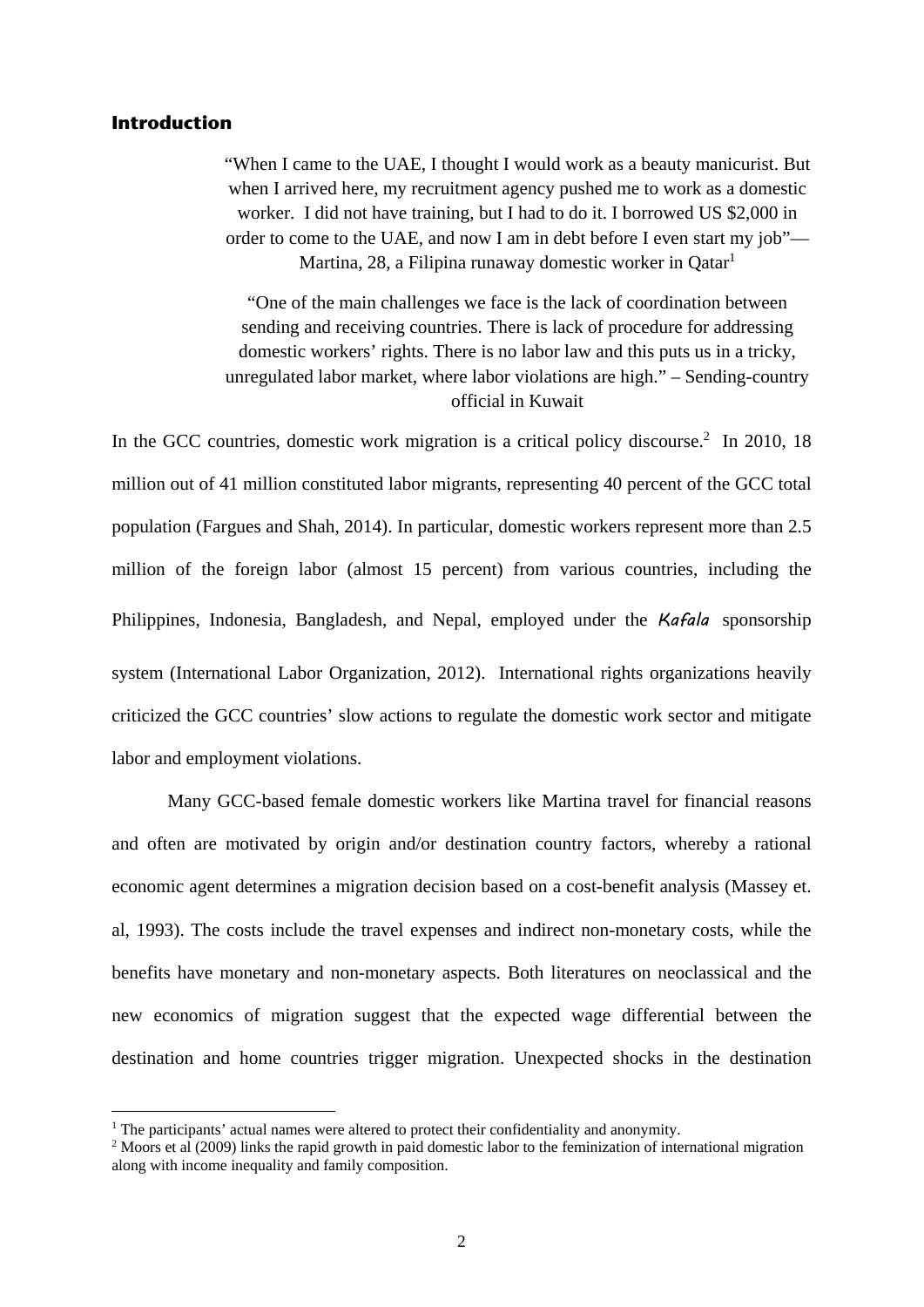## Introduction

> "When I came to the UAE, I thought I would work as a beauty manicurist. But when I arrived here, my recruitment agency pushed me to work as a domestic worker. I did not have training, but I had to do it. I borrowed US $2,000 in order to come to the UAE, and now I am in debt before I even start my job"— Martina, 28, a Filipina runaway domestic worker in Qatar[1]

> "One of the main challenges we face is the lack of coordination between sending and receiving countries. There is lack of procedure for addressing domestic workers' rights. There is no labor law and this puts us in a tricky, unregulated labor market, where labor violations are high." – Sending-country official in Kuwait

In the GCC countries, domestic work migration is a critical policy discourse.[2] In 2010, 18 million out of 41 million constituted labor migrants, representing 40 percent of the GCC total population (Fargues and Shah, 2014). In particular, domestic workers represent more than 2.5 million of the foreign labor (almost 15 percent) from various countries, including the Philippines, Indonesia, Bangladesh, and Nepal, employed under the *Kafala* sponsorship system (International Labor Organization, 2012). International rights organizations heavily criticized the GCC countries' slow actions to regulate the domestic work sector and mitigate labor and employment violations.

Many GCC-based female domestic workers like Martina travel for financial reasons and often are motivated by origin and/or destination country factors, whereby a rational economic agent determines a migration decision based on a cost-benefit analysis (Massey et. al, 1993). The costs include the travel expenses and indirect non-monetary costs, while the benefits have monetary and non-monetary aspects. Both literatures on neoclassical and the new economics of migration suggest that the expected wage differential between the destination and home countries trigger migration. Unexpected shocks in the destination

[1] The participants' actual names were altered to protect their confidentiality and anonymity.

[2] Moors et al (2009) links the rapid growth in paid domestic labor to the feminization of international migration along with income inequality and family composition.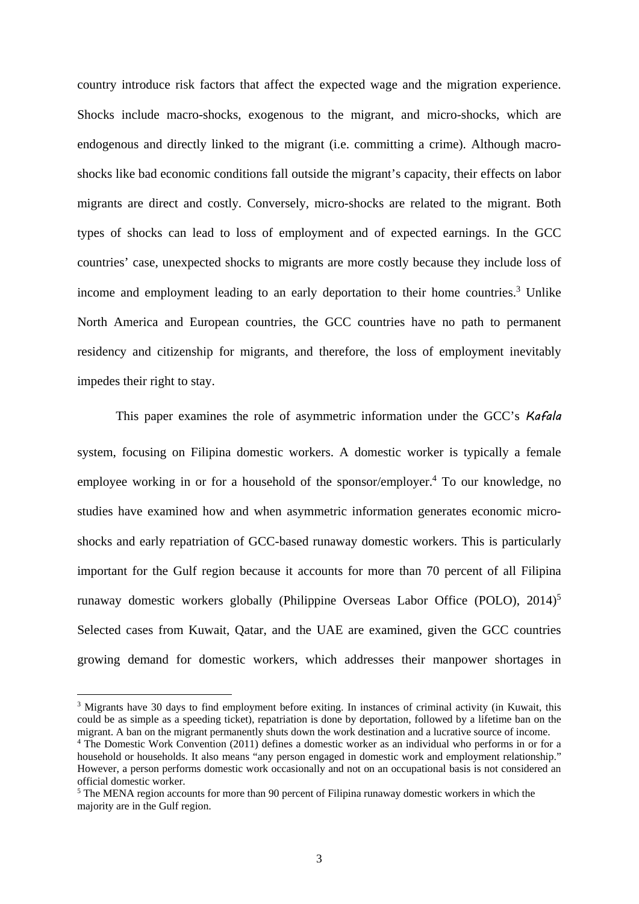country introduce risk factors that affect the expected wage and the migration experience. Shocks include macro-shocks, exogenous to the migrant, and micro-shocks, which are endogenous and directly linked to the migrant (i.e. committing a crime). Although macro-shocks like bad economic conditions fall outside the migrant's capacity, their effects on labor migrants are direct and costly. Conversely, micro-shocks are related to the migrant. Both types of shocks can lead to loss of employment and of expected earnings. In the GCC countries' case, unexpected shocks to migrants are more costly because they include loss of income and employment leading to an early deportation to their home countries.[3] Unlike North America and European countries, the GCC countries have no path to permanent residency and citizenship for migrants, and therefore, the loss of employment inevitably impedes their right to stay.

This paper examines the role of asymmetric information under the GCC's *Kafala* system, focusing on Filipina domestic workers. A domestic worker is typically a female employee working in or for a household of the sponsor/employer.[4] To our knowledge, no studies have examined how and when asymmetric information generates economic micro-shocks and early repatriation of GCC-based runaway domestic workers. This is particularly important for the Gulf region because it accounts for more than 70 percent of all Filipina runaway domestic workers globally (Philippine Overseas Labor Office (POLO), 2014)[5] Selected cases from Kuwait, Qatar, and the UAE are examined, given the GCC countries growing demand for domestic workers, which addresses their manpower shortages in

---

[3] Migrants have 30 days to find employment before exiting. In instances of criminal activity (in Kuwait, this could be as simple as a speeding ticket), repatriation is done by deportation, followed by a lifetime ban on the migrant. A ban on the migrant permanently shuts down the work destination and a lucrative source of income.

[4] The Domestic Work Convention (2011) defines a domestic worker as an individual who performs in or for a household or households. It also means "any person engaged in domestic work and employment relationship." However, a person performs domestic work occasionally and not on an occupational basis is not considered an official domestic worker.

[5] The MENA region accounts for more than 90 percent of Filipina runaway domestic workers in which the majority are in the Gulf region.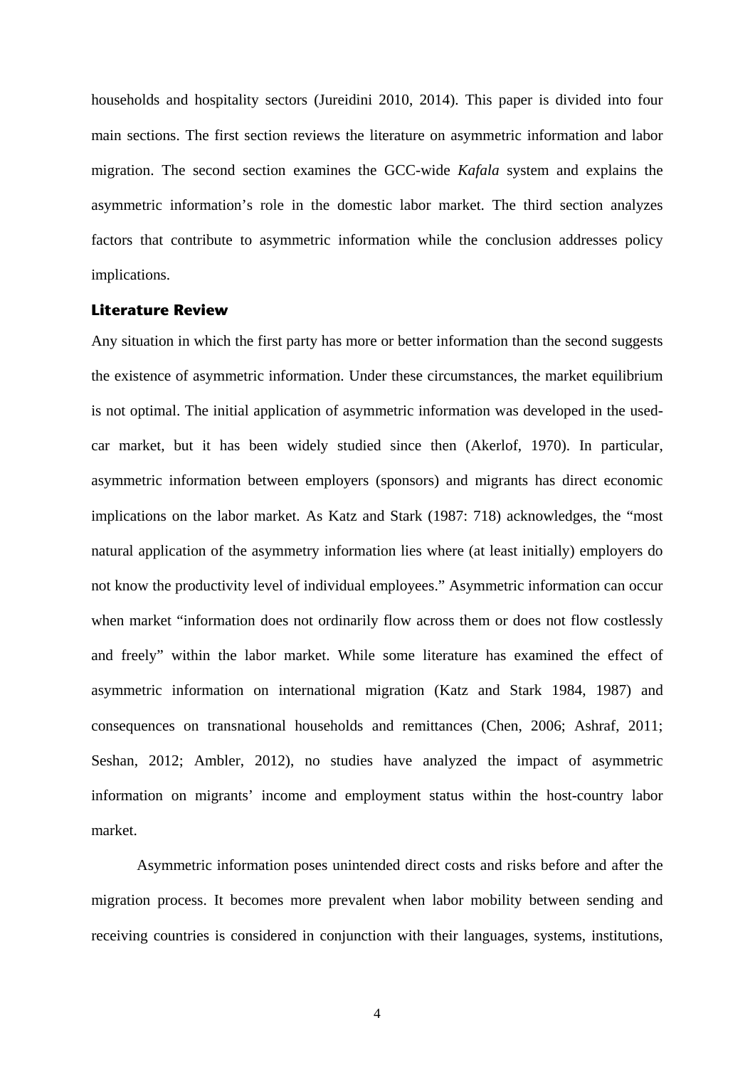households and hospitality sectors (Jureidini 2010, 2014). This paper is divided into four main sections. The first section reviews the literature on asymmetric information and labor migration. The second section examines the GCC-wide *Kafala* system and explains the asymmetric information's role in the domestic labor market. The third section analyzes factors that contribute to asymmetric information while the conclusion addresses policy implications.

## Literature Review

Any situation in which the first party has more or better information than the second suggests the existence of asymmetric information. Under these circumstances, the market equilibrium is not optimal. The initial application of asymmetric information was developed in the used-car market, but it has been widely studied since then (Akerlof, 1970). In particular, asymmetric information between employers (sponsors) and migrants has direct economic implications on the labor market. As Katz and Stark (1987: 718) acknowledges, the "most natural application of the asymmetry information lies where (at least initially) employers do not know the productivity level of individual employees." Asymmetric information can occur when market "information does not ordinarily flow across them or does not flow costlessly and freely" within the labor market. While some literature has examined the effect of asymmetric information on international migration (Katz and Stark 1984, 1987) and consequences on transnational households and remittances (Chen, 2006; Ashraf, 2011; Seshan, 2012; Ambler, 2012), no studies have analyzed the impact of asymmetric information on migrants' income and employment status within the host-country labor market.

Asymmetric information poses unintended direct costs and risks before and after the migration process. It becomes more prevalent when labor mobility between sending and receiving countries is considered in conjunction with their languages, systems, institutions,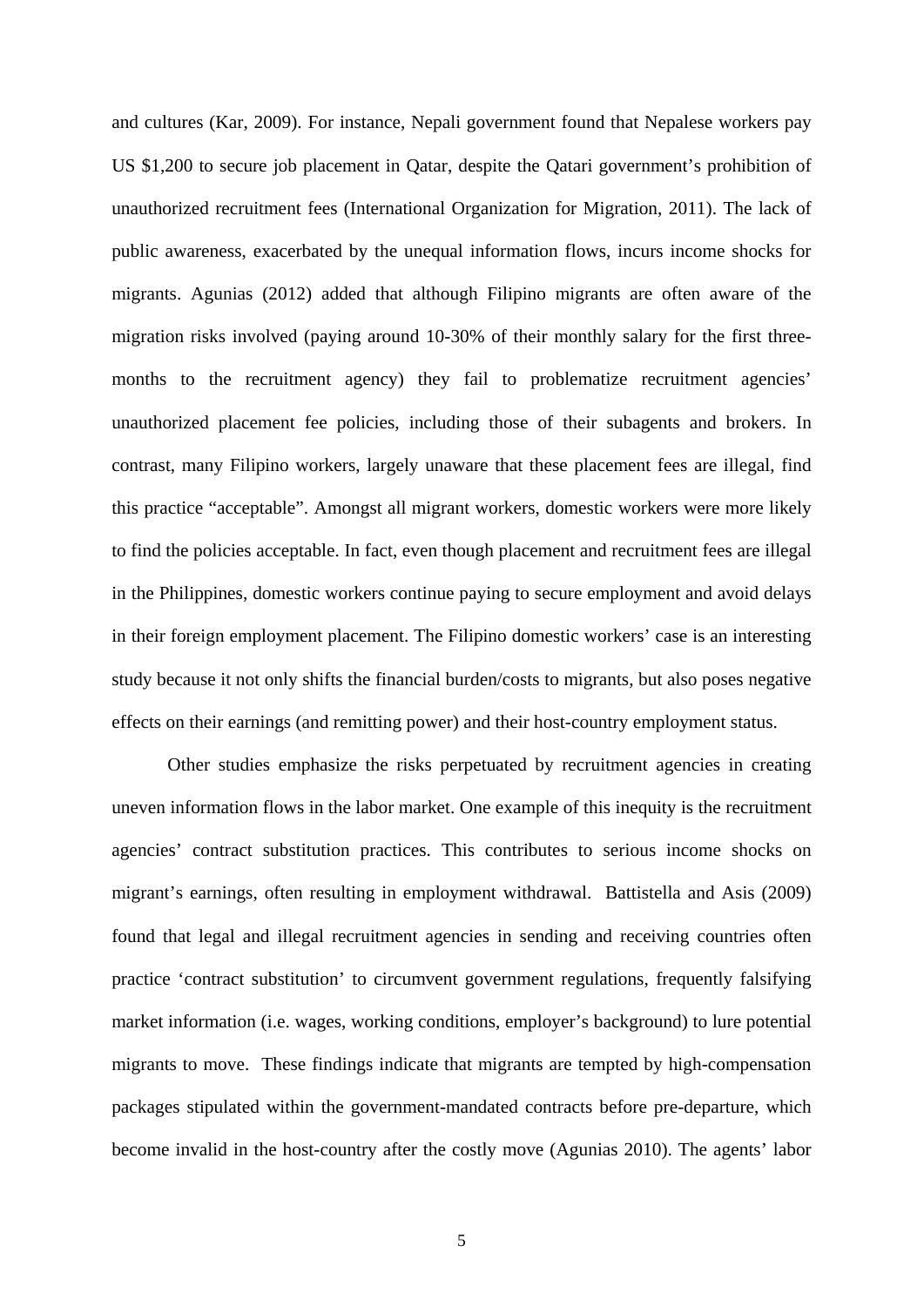and cultures (Kar, 2009). For instance, Nepali government found that Nepalese workers pay US $1,200 to secure job placement in Qatar, despite the Qatari government's prohibition of unauthorized recruitment fees (International Organization for Migration, 2011). The lack of public awareness, exacerbated by the unequal information flows, incurs income shocks for migrants. Agunias (2012) added that although Filipino migrants are often aware of the migration risks involved (paying around 10-30% of their monthly salary for the first three-months to the recruitment agency) they fail to problematize recruitment agencies' unauthorized placement fee policies, including those of their subagents and brokers. In contrast, many Filipino workers, largely unaware that these placement fees are illegal, find this practice "acceptable". Amongst all migrant workers, domestic workers were more likely to find the policies acceptable. In fact, even though placement and recruitment fees are illegal in the Philippines, domestic workers continue paying to secure employment and avoid delays in their foreign employment placement. The Filipino domestic workers' case is an interesting study because it not only shifts the financial burden/costs to migrants, but also poses negative effects on their earnings (and remitting power) and their host-country employment status.

Other studies emphasize the risks perpetuated by recruitment agencies in creating uneven information flows in the labor market. One example of this inequity is the recruitment agencies' contract substitution practices. This contributes to serious income shocks on migrant's earnings, often resulting in employment withdrawal. Battistella and Asis (2009) found that legal and illegal recruitment agencies in sending and receiving countries often practice 'contract substitution' to circumvent government regulations, frequently falsifying market information (i.e. wages, working conditions, employer's background) to lure potential migrants to move. These findings indicate that migrants are tempted by high-compensation packages stipulated within the government-mandated contracts before pre-departure, which become invalid in the host-country after the costly move (Agunias 2010). The agents' labor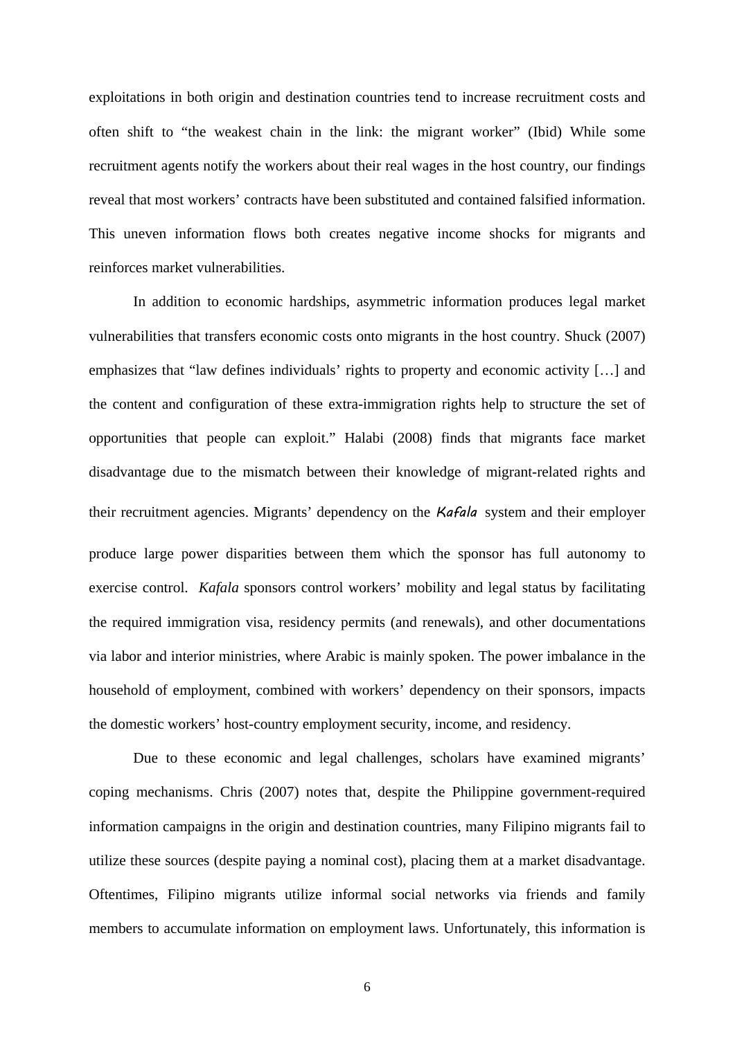exploitations in both origin and destination countries tend to increase recruitment costs and often shift to "the weakest chain in the link: the migrant worker" (Ibid) While some recruitment agents notify the workers about their real wages in the host country, our findings reveal that most workers' contracts have been substituted and contained falsified information. This uneven information flows both creates negative income shocks for migrants and reinforces market vulnerabilities.

In addition to economic hardships, asymmetric information produces legal market vulnerabilities that transfers economic costs onto migrants in the host country. Shuck (2007) emphasizes that "law defines individuals' rights to property and economic activity […] and the content and configuration of these extra-immigration rights help to structure the set of opportunities that people can exploit." Halabi (2008) finds that migrants face market disadvantage due to the mismatch between their knowledge of migrant-related rights and their recruitment agencies. Migrants' dependency on the *Kafala* system and their employer produce large power disparities between them which the sponsor has full autonomy to exercise control. *Kafala* sponsors control workers' mobility and legal status by facilitating the required immigration visa, residency permits (and renewals), and other documentations via labor and interior ministries, where Arabic is mainly spoken. The power imbalance in the household of employment, combined with workers' dependency on their sponsors, impacts the domestic workers' host-country employment security, income, and residency.

Due to these economic and legal challenges, scholars have examined migrants' coping mechanisms. Chris (2007) notes that, despite the Philippine government-required information campaigns in the origin and destination countries, many Filipino migrants fail to utilize these sources (despite paying a nominal cost), placing them at a market disadvantage. Oftentimes, Filipino migrants utilize informal social networks via friends and family members to accumulate information on employment laws. Unfortunately, this information is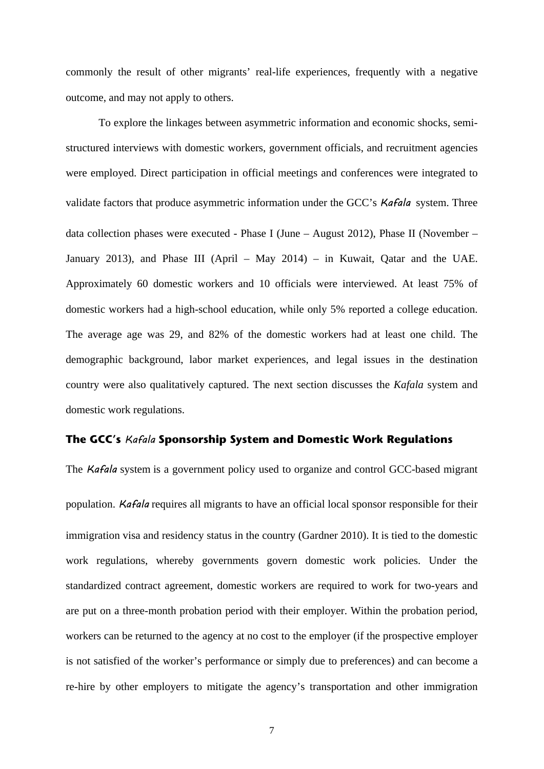commonly the result of other migrants' real-life experiences, frequently with a negative outcome, and may not apply to others.

To explore the linkages between asymmetric information and economic shocks, semi-structured interviews with domestic workers, government officials, and recruitment agencies were employed. Direct participation in official meetings and conferences were integrated to validate factors that produce asymmetric information under the GCC's *Kafala* system. Three data collection phases were executed - Phase I (June – August 2012), Phase II (November – January 2013), and Phase III (April – May 2014) – in Kuwait, Qatar and the UAE. Approximately 60 domestic workers and 10 officials were interviewed. At least 75% of domestic workers had a high-school education, while only 5% reported a college education. The average age was 29, and 82% of the domestic workers had at least one child. The demographic background, labor market experiences, and legal issues in the destination country were also qualitatively captured. The next section discusses the *Kafala* system and domestic work regulations.

## The GCC's *Kafala* Sponsorship System and Domestic Work Regulations

The *Kafala* system is a government policy used to organize and control GCC-based migrant population. *Kafala* requires all migrants to have an official local sponsor responsible for their immigration visa and residency status in the country (Gardner 2010). It is tied to the domestic work regulations, whereby governments govern domestic work policies. Under the standardized contract agreement, domestic workers are required to work for two-years and are put on a three-month probation period with their employer. Within the probation period, workers can be returned to the agency at no cost to the employer (if the prospective employer is not satisfied of the worker's performance or simply due to preferences) and can become a re-hire by other employers to mitigate the agency's transportation and other immigration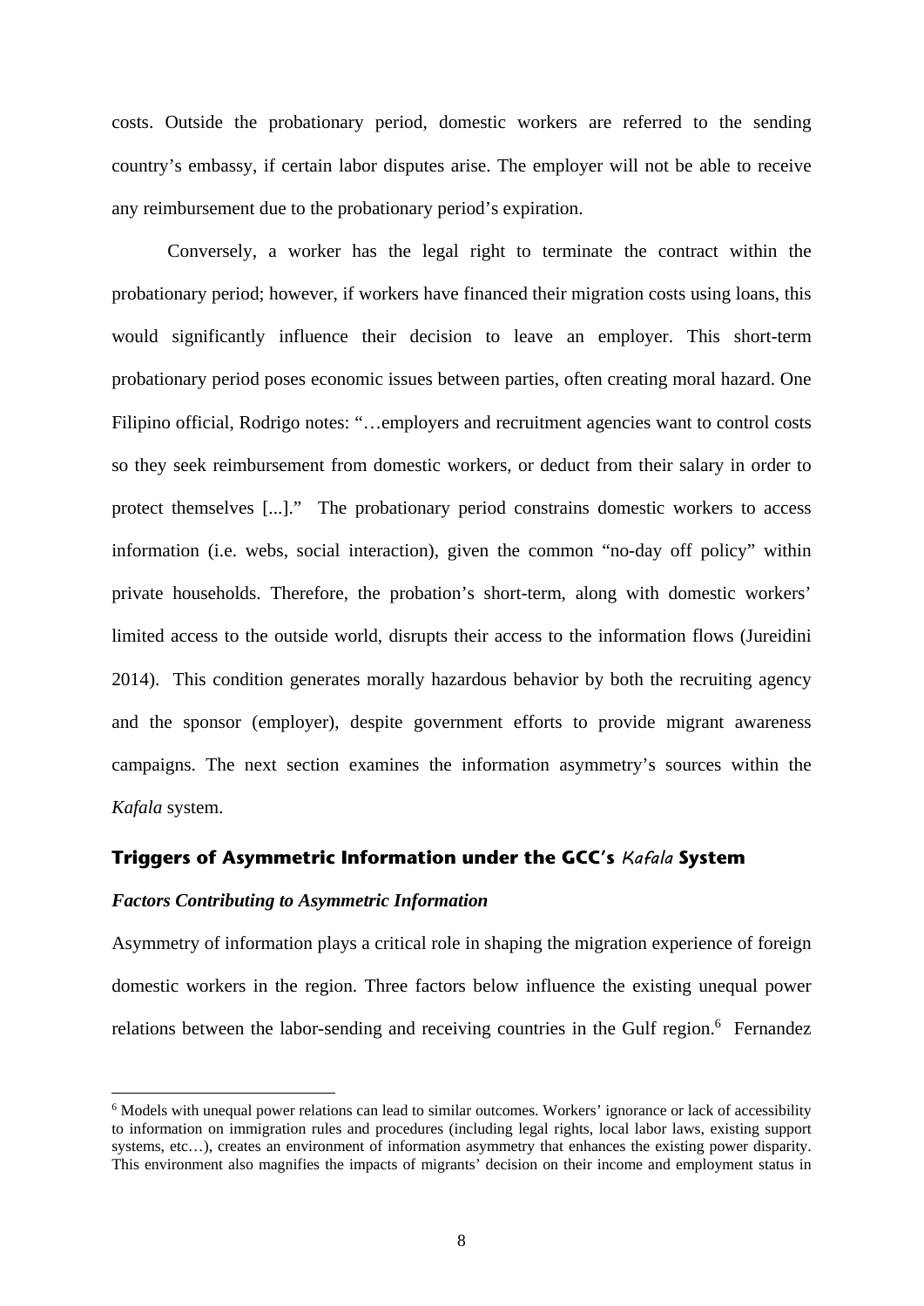costs. Outside the probationary period, domestic workers are referred to the sending country's embassy, if certain labor disputes arise. The employer will not be able to receive any reimbursement due to the probationary period's expiration.

Conversely, a worker has the legal right to terminate the contract within the probationary period; however, if workers have financed their migration costs using loans, this would significantly influence their decision to leave an employer. This short-term probationary period poses economic issues between parties, often creating moral hazard. One Filipino official, Rodrigo notes: "…employers and recruitment agencies want to control costs so they seek reimbursement from domestic workers, or deduct from their salary in order to protect themselves [...]." The probationary period constrains domestic workers to access information (i.e. webs, social interaction), given the common "no-day off policy" within private households. Therefore, the probation's short-term, along with domestic workers' limited access to the outside world, disrupts their access to the information flows (Jureidini 2014). This condition generates morally hazardous behavior by both the recruiting agency and the sponsor (employer), despite government efforts to provide migrant awareness campaigns. The next section examines the information asymmetry's sources within the *Kafala* system.

## Triggers of Asymmetric Information under the GCC's *Kafala* System

### *Factors Contributing to Asymmetric Information*

Asymmetry of information plays a critical role in shaping the migration experience of foreign domestic workers in the region. Three factors below influence the existing unequal power relations between the labor-sending and receiving countries in the Gulf region.[6] Fernandez

[6] Models with unequal power relations can lead to similar outcomes. Workers' ignorance or lack of accessibility to information on immigration rules and procedures (including legal rights, local labor laws, existing support systems, etc…), creates an environment of information asymmetry that enhances the existing power disparity. This environment also magnifies the impacts of migrants' decision on their income and employment status in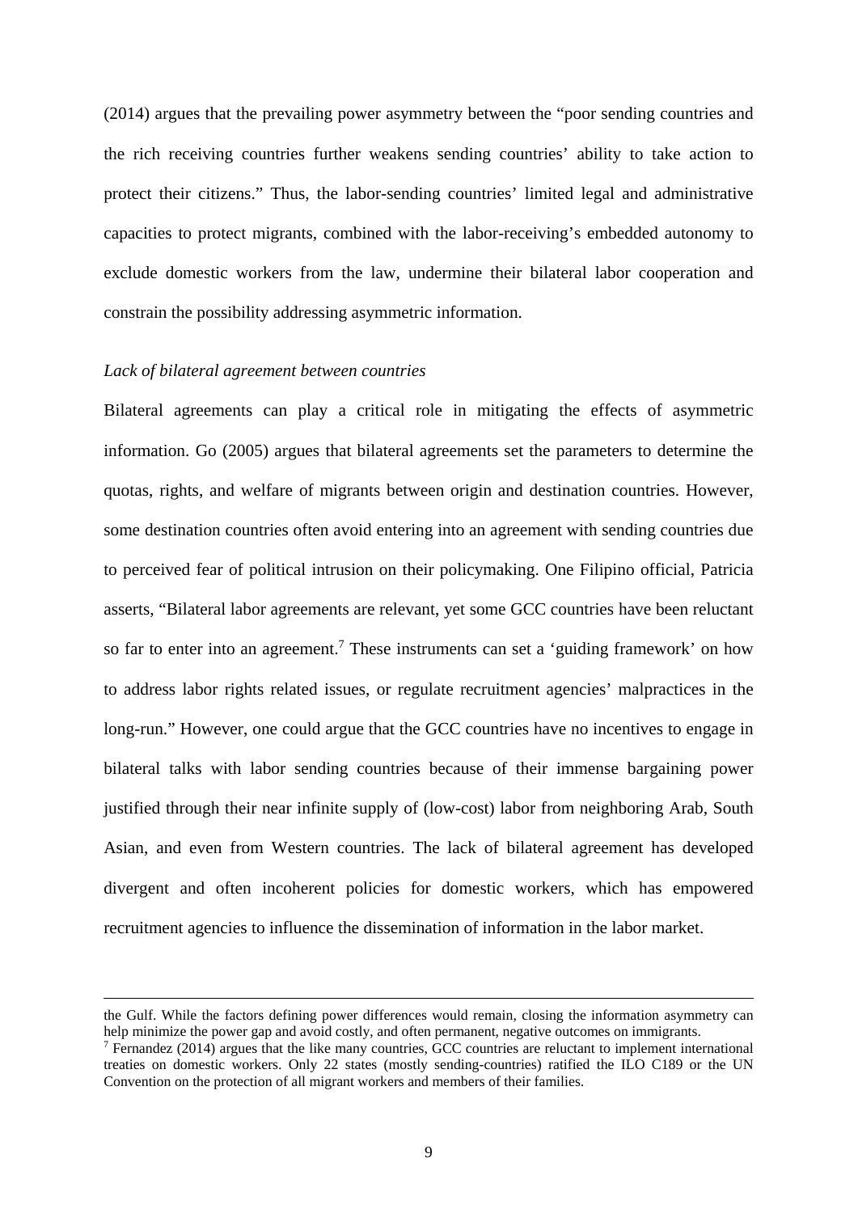(2014) argues that the prevailing power asymmetry between the "poor sending countries and the rich receiving countries further weakens sending countries' ability to take action to protect their citizens." Thus, the labor-sending countries' limited legal and administrative capacities to protect migrants, combined with the labor-receiving's embedded autonomy to exclude domestic workers from the law, undermine their bilateral labor cooperation and constrain the possibility addressing asymmetric information.

*Lack of bilateral agreement between countries*

Bilateral agreements can play a critical role in mitigating the effects of asymmetric information. Go (2005) argues that bilateral agreements set the parameters to determine the quotas, rights, and welfare of migrants between origin and destination countries. However, some destination countries often avoid entering into an agreement with sending countries due to perceived fear of political intrusion on their policymaking. One Filipino official, Patricia asserts, "Bilateral labor agreements are relevant, yet some GCC countries have been reluctant so far to enter into an agreement.[7] These instruments can set a 'guiding framework' on how to address labor rights related issues, or regulate recruitment agencies' malpractices in the long-run." However, one could argue that the GCC countries have no incentives to engage in bilateral talks with labor sending countries because of their immense bargaining power justified through their near infinite supply of (low-cost) labor from neighboring Arab, South Asian, and even from Western countries. The lack of bilateral agreement has developed divergent and often incoherent policies for domestic workers, which has empowered recruitment agencies to influence the dissemination of information in the labor market.

---

the Gulf. While the factors defining power differences would remain, closing the information asymmetry can help minimize the power gap and avoid costly, and often permanent, negative outcomes on immigrants.

[7] Fernandez (2014) argues that the like many countries, GCC countries are reluctant to implement international treaties on domestic workers. Only 22 states (mostly sending-countries) ratified the ILO C189 or the UN Convention on the protection of all migrant workers and members of their families.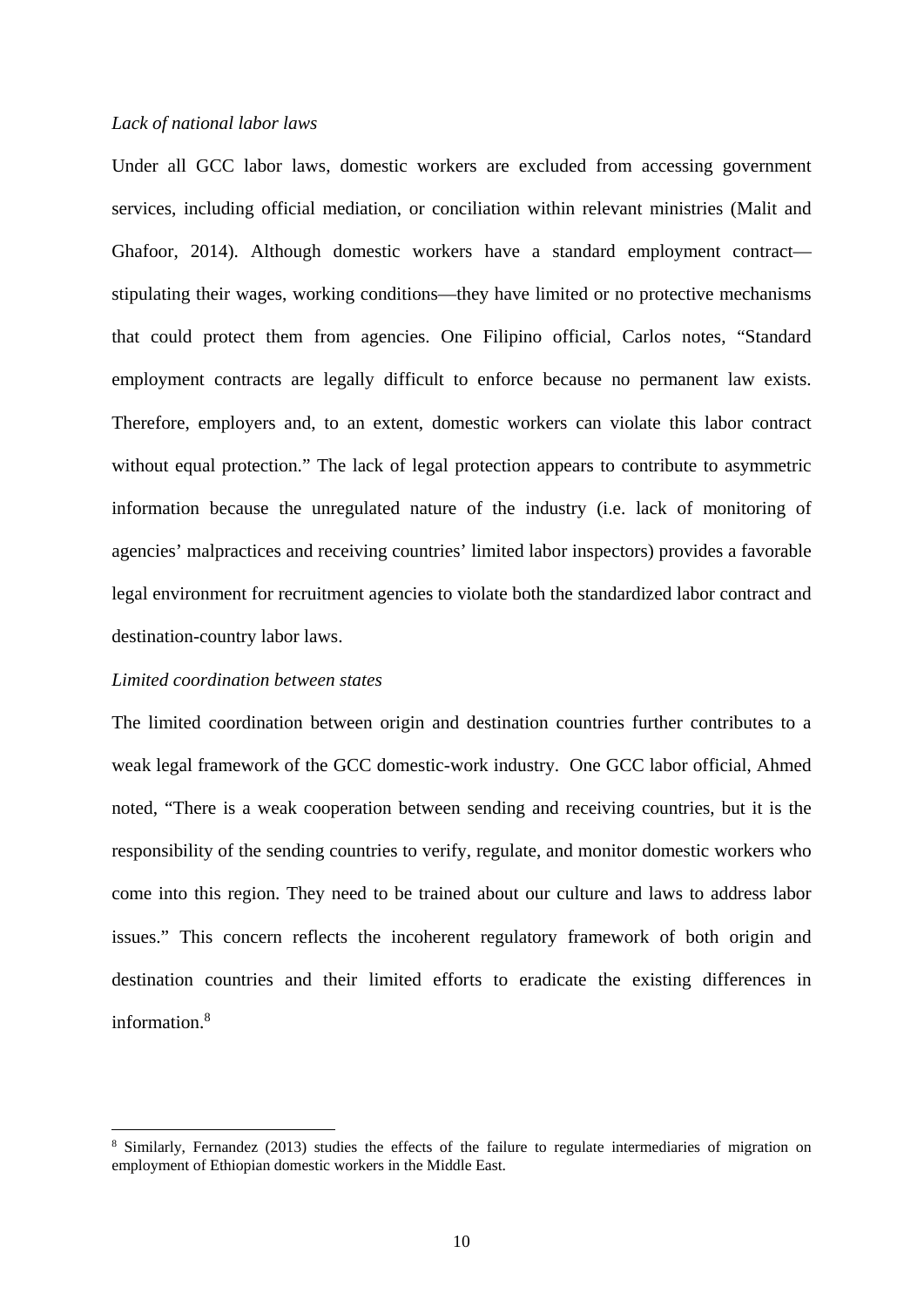*Lack of national labor laws*

Under all GCC labor laws, domestic workers are excluded from accessing government services, including official mediation, or conciliation within relevant ministries (Malit and Ghafoor, 2014). Although domestic workers have a standard employment contract—stipulating their wages, working conditions—they have limited or no protective mechanisms that could protect them from agencies. One Filipino official, Carlos notes, "Standard employment contracts are legally difficult to enforce because no permanent law exists. Therefore, employers and, to an extent, domestic workers can violate this labor contract without equal protection." The lack of legal protection appears to contribute to asymmetric information because the unregulated nature of the industry (i.e. lack of monitoring of agencies' malpractices and receiving countries' limited labor inspectors) provides a favorable legal environment for recruitment agencies to violate both the standardized labor contract and destination-country labor laws.

*Limited coordination between states*

The limited coordination between origin and destination countries further contributes to a weak legal framework of the GCC domestic-work industry. One GCC labor official, Ahmed noted, "There is a weak cooperation between sending and receiving countries, but it is the responsibility of the sending countries to verify, regulate, and monitor domestic workers who come into this region. They need to be trained about our culture and laws to address labor issues." This concern reflects the incoherent regulatory framework of both origin and destination countries and their limited efforts to eradicate the existing differences in information.[8]

[8] Similarly, Fernandez (2013) studies the effects of the failure to regulate intermediaries of migration on employment of Ethiopian domestic workers in the Middle East.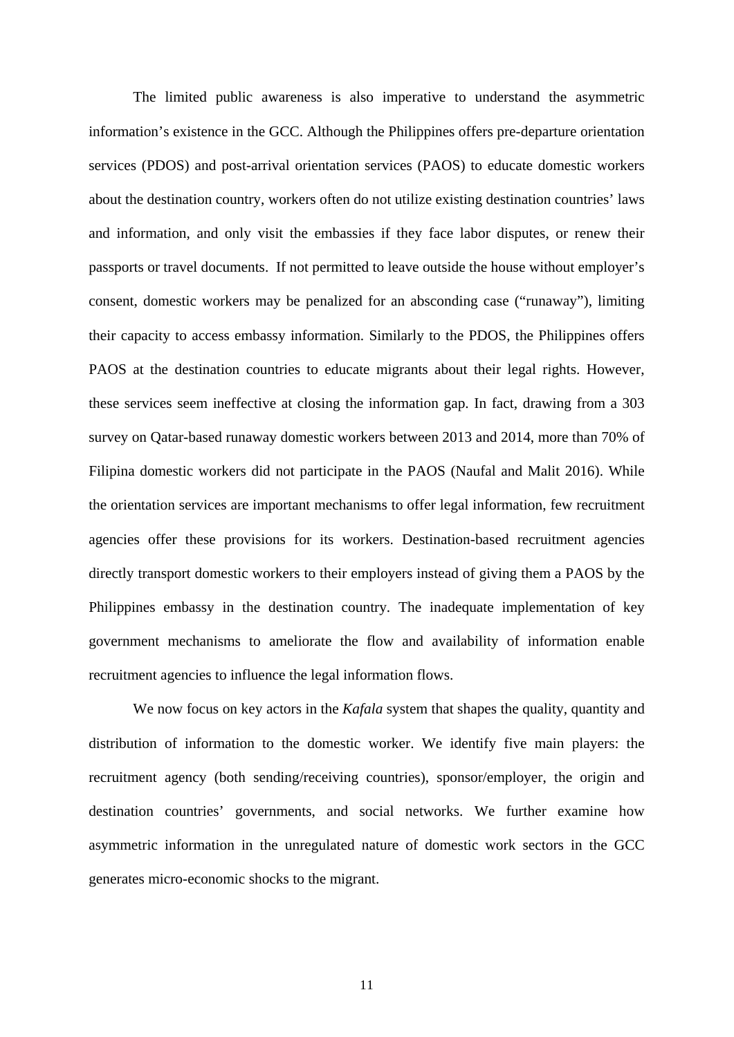The limited public awareness is also imperative to understand the asymmetric information's existence in the GCC. Although the Philippines offers pre-departure orientation services (PDOS) and post-arrival orientation services (PAOS) to educate domestic workers about the destination country, workers often do not utilize existing destination countries' laws and information, and only visit the embassies if they face labor disputes, or renew their passports or travel documents. If not permitted to leave outside the house without employer's consent, domestic workers may be penalized for an absconding case ("runaway"), limiting their capacity to access embassy information. Similarly to the PDOS, the Philippines offers PAOS at the destination countries to educate migrants about their legal rights. However, these services seem ineffective at closing the information gap. In fact, drawing from a 303 survey on Qatar-based runaway domestic workers between 2013 and 2014, more than 70% of Filipina domestic workers did not participate in the PAOS (Naufal and Malit 2016). While the orientation services are important mechanisms to offer legal information, few recruitment agencies offer these provisions for its workers. Destination-based recruitment agencies directly transport domestic workers to their employers instead of giving them a PAOS by the Philippines embassy in the destination country. The inadequate implementation of key government mechanisms to ameliorate the flow and availability of information enable recruitment agencies to influence the legal information flows.

We now focus on key actors in the *Kafala* system that shapes the quality, quantity and distribution of information to the domestic worker. We identify five main players: the recruitment agency (both sending/receiving countries), sponsor/employer, the origin and destination countries' governments, and social networks. We further examine how asymmetric information in the unregulated nature of domestic work sectors in the GCC generates micro-economic shocks to the migrant.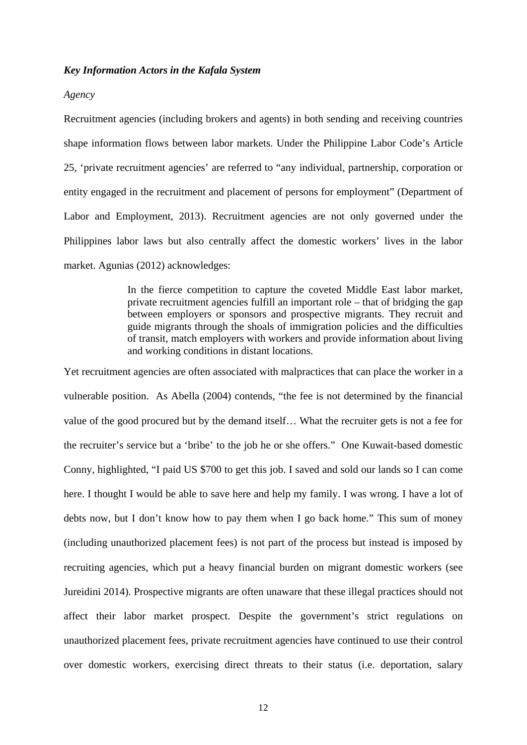***Key Information Actors in the Kafala System***

*Agency*

Recruitment agencies (including brokers and agents) in both sending and receiving countries shape information flows between labor markets. Under the Philippine Labor Code's Article 25, 'private recruitment agencies' are referred to "any individual, partnership, corporation or entity engaged in the recruitment and placement of persons for employment" (Department of Labor and Employment, 2013). Recruitment agencies are not only governed under the Philippines labor laws but also centrally affect the domestic workers' lives in the labor market. Agunias (2012) acknowledges:

> In the fierce competition to capture the coveted Middle East labor market, private recruitment agencies fulfill an important role – that of bridging the gap between employers or sponsors and prospective migrants. They recruit and guide migrants through the shoals of immigration policies and the difficulties of transit, match employers with workers and provide information about living and working conditions in distant locations.

Yet recruitment agencies are often associated with malpractices that can place the worker in a vulnerable position. As Abella (2004) contends, "the fee is not determined by the financial value of the good procured but by the demand itself… What the recruiter gets is not a fee for the recruiter's service but a 'bribe' to the job he or she offers." One Kuwait-based domestic Conny, highlighted, "I paid US $700 to get this job. I saved and sold our lands so I can come here. I thought I would be able to save here and help my family. I was wrong. I have a lot of debts now, but I don't know how to pay them when I go back home." This sum of money (including unauthorized placement fees) is not part of the process but instead is imposed by recruiting agencies, which put a heavy financial burden on migrant domestic workers (see Jureidini 2014). Prospective migrants are often unaware that these illegal practices should not affect their labor market prospect. Despite the government's strict regulations on unauthorized placement fees, private recruitment agencies have continued to use their control over domestic workers, exercising direct threats to their status (i.e. deportation, salary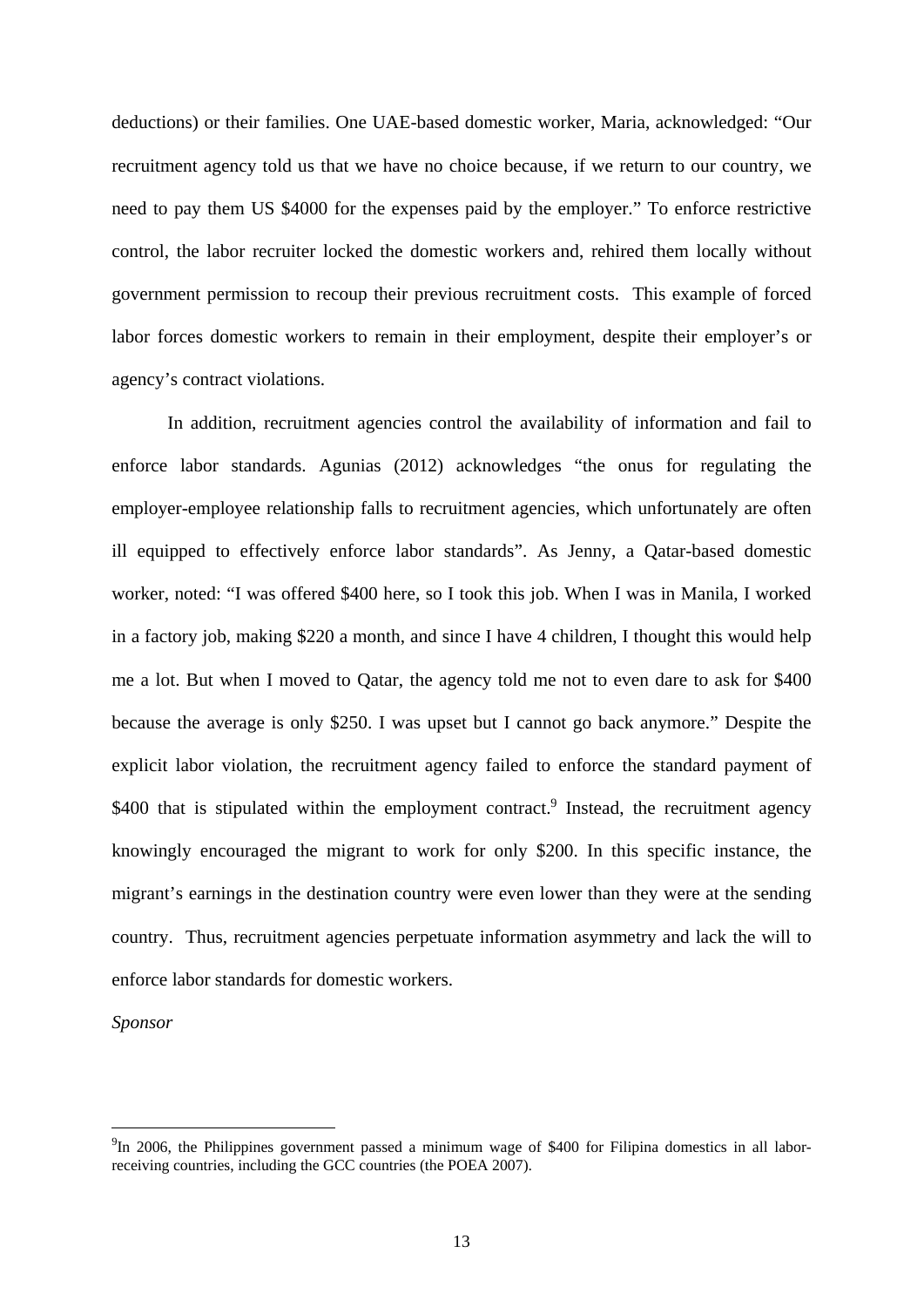deductions) or their families. One UAE-based domestic worker, Maria, acknowledged: "Our recruitment agency told us that we have no choice because, if we return to our country, we need to pay them US $4000 for the expenses paid by the employer." To enforce restrictive control, the labor recruiter locked the domestic workers and, rehired them locally without government permission to recoup their previous recruitment costs. This example of forced labor forces domestic workers to remain in their employment, despite their employer's or agency's contract violations.

In addition, recruitment agencies control the availability of information and fail to enforce labor standards. Agunias (2012) acknowledges "the onus for regulating the employer-employee relationship falls to recruitment agencies, which unfortunately are often ill equipped to effectively enforce labor standards". As Jenny, a Qatar-based domestic worker, noted: "I was offered $400 here, so I took this job. When I was in Manila, I worked in a factory job, making $220 a month, and since I have 4 children, I thought this would help me a lot. But when I moved to Qatar, the agency told me not to even dare to ask for $400 because the average is only $250. I was upset but I cannot go back anymore." Despite the explicit labor violation, the recruitment agency failed to enforce the standard payment of $400 that is stipulated within the employment contract.[9] Instead, the recruitment agency knowingly encouraged the migrant to work for only $200. In this specific instance, the migrant's earnings in the destination country were even lower than they were at the sending country. Thus, recruitment agencies perpetuate information asymmetry and lack the will to enforce labor standards for domestic workers.

*Sponsor*

---

[9] In 2006, the Philippines government passed a minimum wage of $400 for Filipina domestics in all labor-receiving countries, including the GCC countries (the POEA 2007).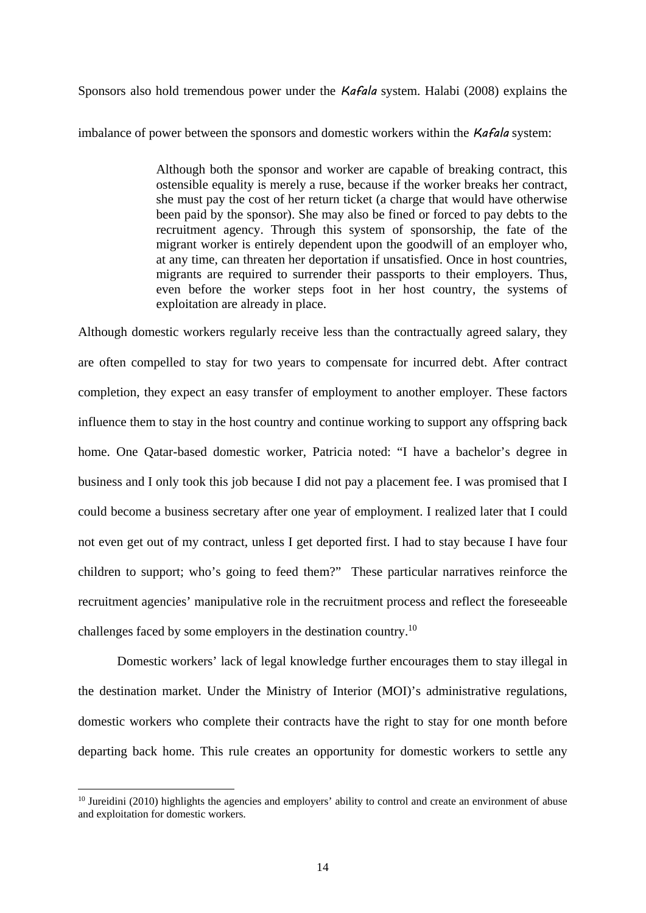Sponsors also hold tremendous power under the *Kafala* system. Halabi (2008) explains the imbalance of power between the sponsors and domestic workers within the *Kafala* system:

> Although both the sponsor and worker are capable of breaking contract, this ostensible equality is merely a ruse, because if the worker breaks her contract, she must pay the cost of her return ticket (a charge that would have otherwise been paid by the sponsor). She may also be fined or forced to pay debts to the recruitment agency. Through this system of sponsorship, the fate of the migrant worker is entirely dependent upon the goodwill of an employer who, at any time, can threaten her deportation if unsatisfied. Once in host countries, migrants are required to surrender their passports to their employers. Thus, even before the worker steps foot in her host country, the systems of exploitation are already in place.

Although domestic workers regularly receive less than the contractually agreed salary, they are often compelled to stay for two years to compensate for incurred debt. After contract completion, they expect an easy transfer of employment to another employer. These factors influence them to stay in the host country and continue working to support any offspring back home. One Qatar-based domestic worker, Patricia noted: "I have a bachelor's degree in business and I only took this job because I did not pay a placement fee. I was promised that I could become a business secretary after one year of employment. I realized later that I could not even get out of my contract, unless I get deported first. I had to stay because I have four children to support; who's going to feed them?" These particular narratives reinforce the recruitment agencies' manipulative role in the recruitment process and reflect the foreseeable challenges faced by some employers in the destination country.[10]

Domestic workers' lack of legal knowledge further encourages them to stay illegal in the destination market. Under the Ministry of Interior (MOI)'s administrative regulations, domestic workers who complete their contracts have the right to stay for one month before departing back home. This rule creates an opportunity for domestic workers to settle any

---

[10] Jureidini (2010) highlights the agencies and employers' ability to control and create an environment of abuse and exploitation for domestic workers.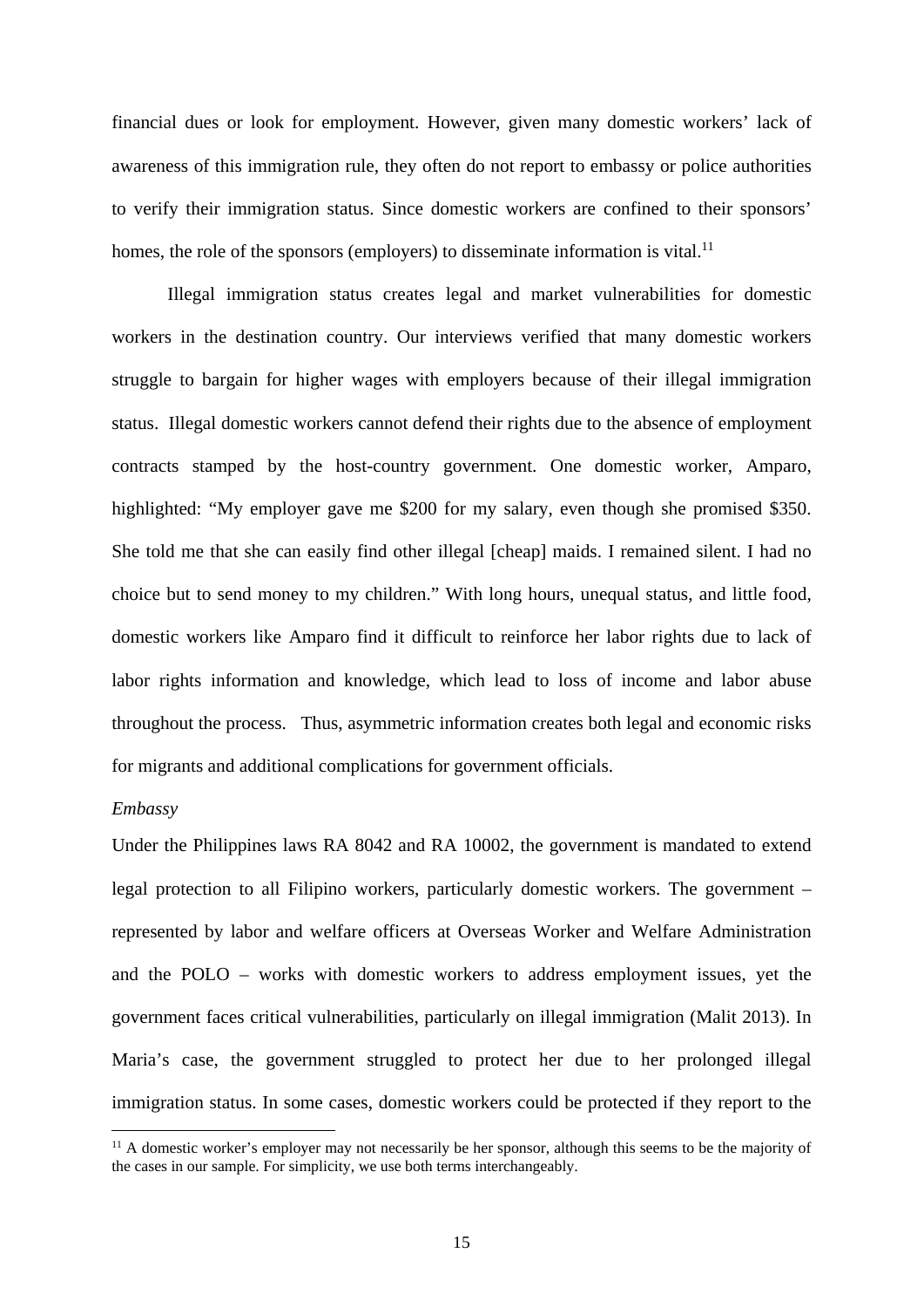financial dues or look for employment. However, given many domestic workers' lack of awareness of this immigration rule, they often do not report to embassy or police authorities to verify their immigration status. Since domestic workers are confined to their sponsors' homes, the role of the sponsors (employers) to disseminate information is vital.[11]

Illegal immigration status creates legal and market vulnerabilities for domestic workers in the destination country. Our interviews verified that many domestic workers struggle to bargain for higher wages with employers because of their illegal immigration status. Illegal domestic workers cannot defend their rights due to the absence of employment contracts stamped by the host-country government. One domestic worker, Amparo, highlighted: "My employer gave me $200 for my salary, even though she promised $350. She told me that she can easily find other illegal [cheap] maids. I remained silent. I had no choice but to send money to my children." With long hours, unequal status, and little food, domestic workers like Amparo find it difficult to reinforce her labor rights due to lack of labor rights information and knowledge, which lead to loss of income and labor abuse throughout the process. Thus, asymmetric information creates both legal and economic risks for migrants and additional complications for government officials.

*Embassy*

Under the Philippines laws RA 8042 and RA 10002, the government is mandated to extend legal protection to all Filipino workers, particularly domestic workers. The government – represented by labor and welfare officers at Overseas Worker and Welfare Administration and the POLO – works with domestic workers to address employment issues, yet the government faces critical vulnerabilities, particularly on illegal immigration (Malit 2013). In Maria's case, the government struggled to protect her due to her prolonged illegal immigration status. In some cases, domestic workers could be protected if they report to the

[11] A domestic worker's employer may not necessarily be her sponsor, although this seems to be the majority of the cases in our sample. For simplicity, we use both terms interchangeably.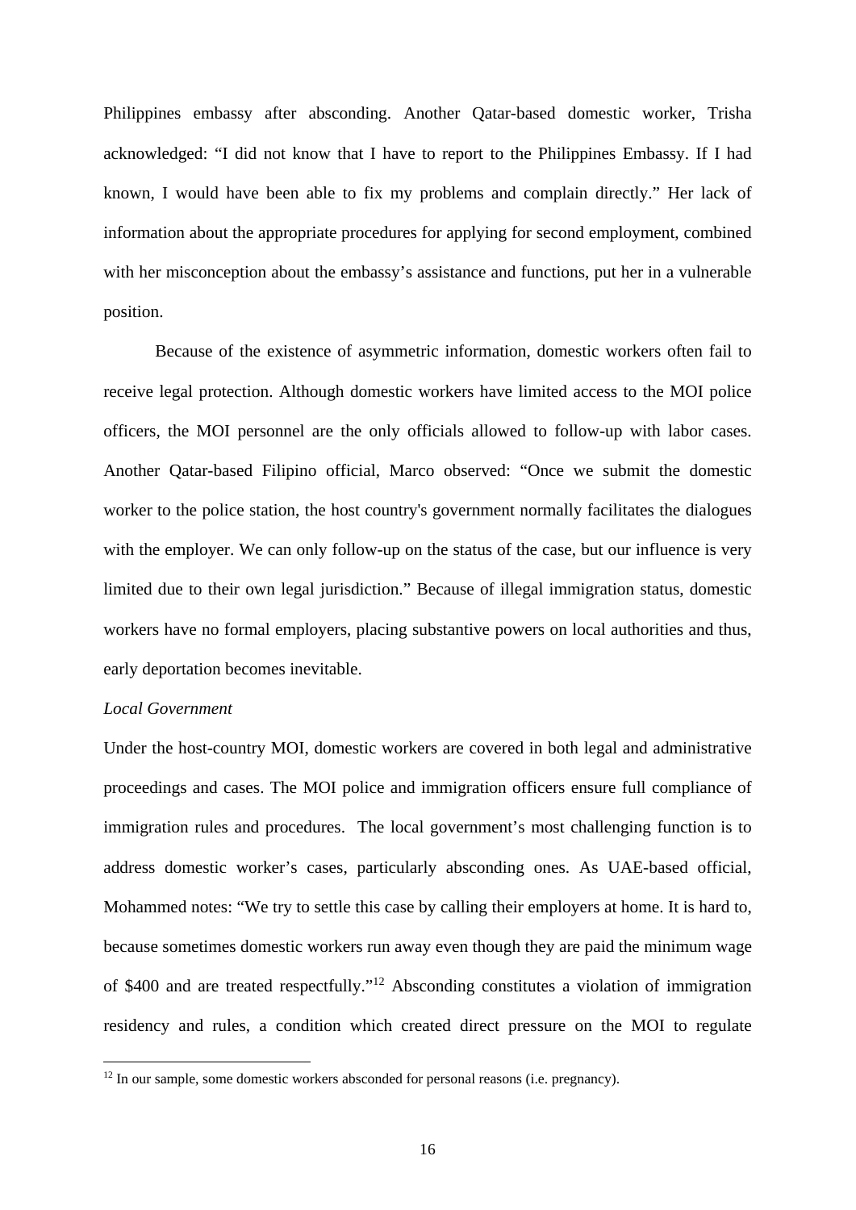Philippines embassy after absconding. Another Qatar-based domestic worker, Trisha acknowledged: "I did not know that I have to report to the Philippines Embassy. If I had known, I would have been able to fix my problems and complain directly." Her lack of information about the appropriate procedures for applying for second employment, combined with her misconception about the embassy's assistance and functions, put her in a vulnerable position.

Because of the existence of asymmetric information, domestic workers often fail to receive legal protection. Although domestic workers have limited access to the MOI police officers, the MOI personnel are the only officials allowed to follow-up with labor cases. Another Qatar-based Filipino official, Marco observed: "Once we submit the domestic worker to the police station, the host country's government normally facilitates the dialogues with the employer. We can only follow-up on the status of the case, but our influence is very limited due to their own legal jurisdiction." Because of illegal immigration status, domestic workers have no formal employers, placing substantive powers on local authorities and thus, early deportation becomes inevitable.

*Local Government*

Under the host-country MOI, domestic workers are covered in both legal and administrative proceedings and cases. The MOI police and immigration officers ensure full compliance of immigration rules and procedures. The local government's most challenging function is to address domestic worker's cases, particularly absconding ones. As UAE-based official, Mohammed notes: "We try to settle this case by calling their employers at home. It is hard to, because sometimes domestic workers run away even though they are paid the minimum wage of $400 and are treated respectfully."[12] Absconding constitutes a violation of immigration residency and rules, a condition which created direct pressure on the MOI to regulate

[12] In our sample, some domestic workers absconded for personal reasons (i.e. pregnancy).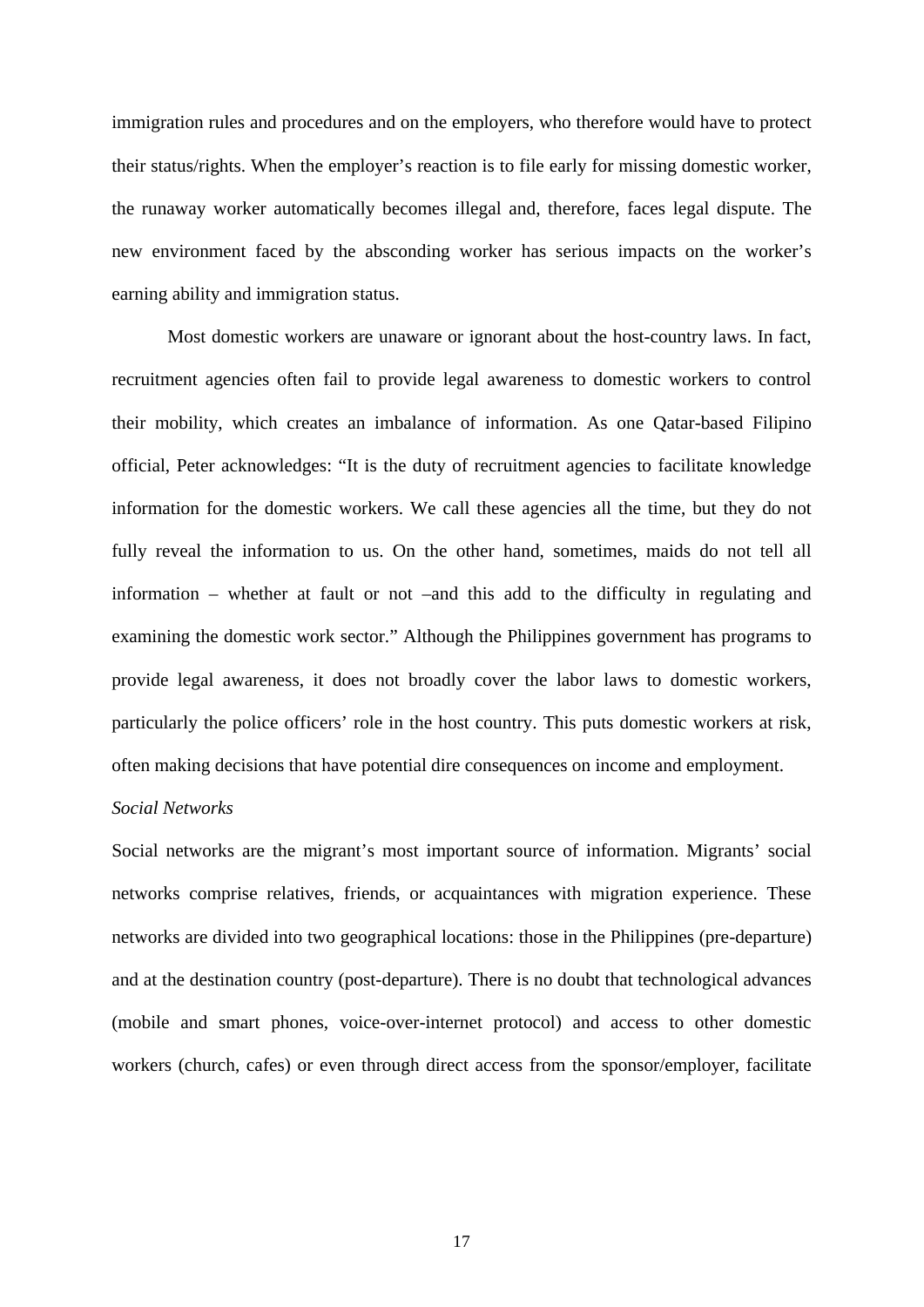immigration rules and procedures and on the employers, who therefore would have to protect their status/rights. When the employer's reaction is to file early for missing domestic worker, the runaway worker automatically becomes illegal and, therefore, faces legal dispute. The new environment faced by the absconding worker has serious impacts on the worker's earning ability and immigration status.

Most domestic workers are unaware or ignorant about the host-country laws. In fact, recruitment agencies often fail to provide legal awareness to domestic workers to control their mobility, which creates an imbalance of information. As one Qatar-based Filipino official, Peter acknowledges: "It is the duty of recruitment agencies to facilitate knowledge information for the domestic workers. We call these agencies all the time, but they do not fully reveal the information to us. On the other hand, sometimes, maids do not tell all information – whether at fault or not –and this add to the difficulty in regulating and examining the domestic work sector." Although the Philippines government has programs to provide legal awareness, it does not broadly cover the labor laws to domestic workers, particularly the police officers' role in the host country. This puts domestic workers at risk, often making decisions that have potential dire consequences on income and employment.

*Social Networks*

Social networks are the migrant's most important source of information. Migrants' social networks comprise relatives, friends, or acquaintances with migration experience. These networks are divided into two geographical locations: those in the Philippines (pre-departure) and at the destination country (post-departure). There is no doubt that technological advances (mobile and smart phones, voice-over-internet protocol) and access to other domestic workers (church, cafes) or even through direct access from the sponsor/employer, facilitate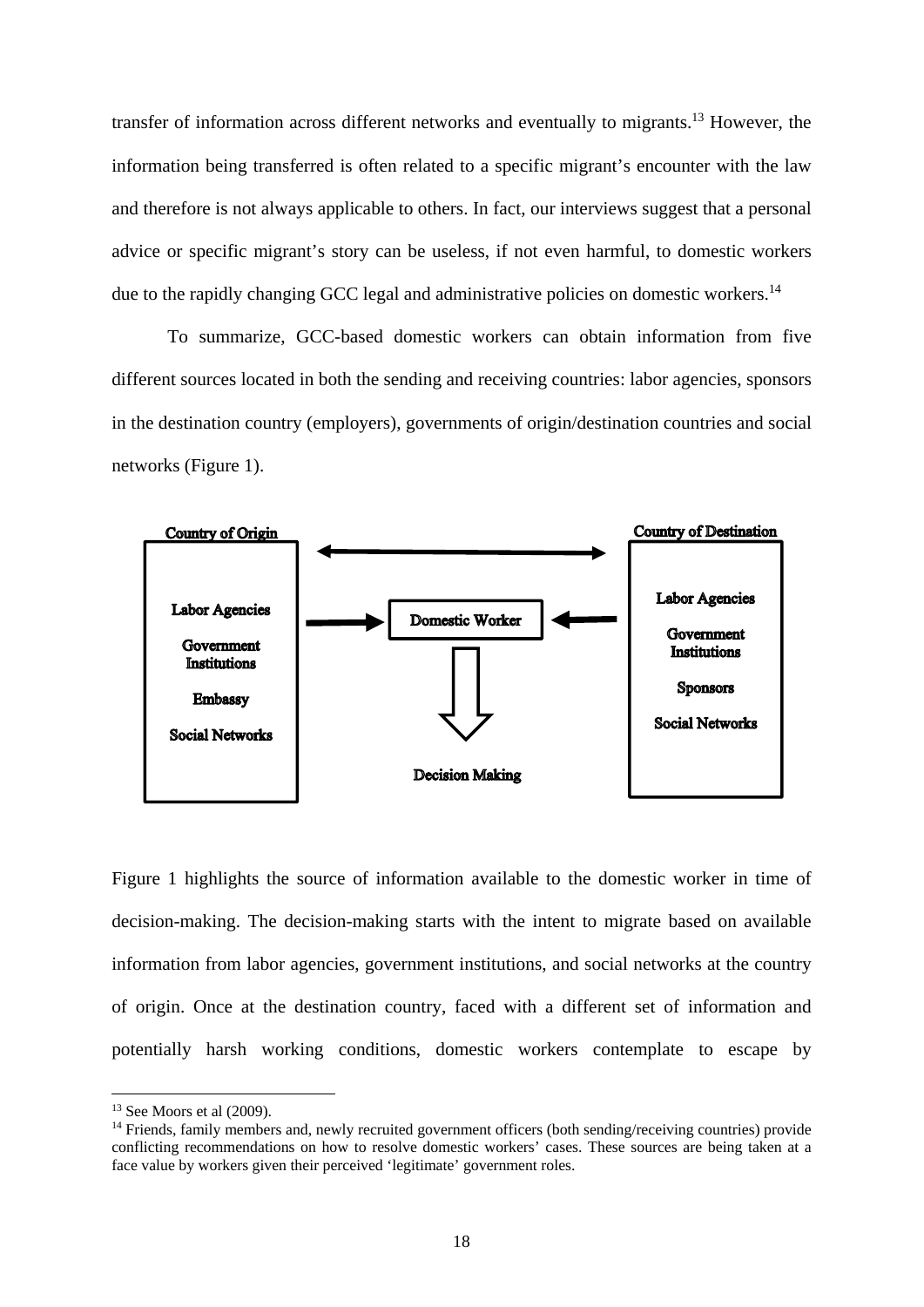transfer of information across different networks and eventually to migrants.[13] However, the information being transferred is often related to a specific migrant's encounter with the law and therefore is not always applicable to others. In fact, our interviews suggest that a personal advice or specific migrant's story can be useless, if not even harmful, to domestic workers due to the rapidly changing GCC legal and administrative policies on domestic workers.[14]

To summarize, GCC-based domestic workers can obtain information from five different sources located in both the sending and receiving countries: labor agencies, sponsors in the destination country (employers), governments of origin/destination countries and social networks (Figure 1).

**Country of Origin**: Labor Agencies, Government Institutions, Embassy, Social Networks

**Country of Destination**: Labor Agencies, Government Institutions, Sponsors, Social Networks

Domestic Worker → Decision Making

Figure 1 highlights the source of information available to the domestic worker in time of decision-making. The decision-making starts with the intent to migrate based on available information from labor agencies, government institutions, and social networks at the country of origin. Once at the destination country, faced with a different set of information and potentially harsh working conditions, domestic workers contemplate to escape by

[13] See Moors et al (2009).

[14] Friends, family members and, newly recruited government officers (both sending/receiving countries) provide conflicting recommendations on how to resolve domestic workers' cases. These sources are being taken at a face value by workers given their perceived 'legitimate' government roles.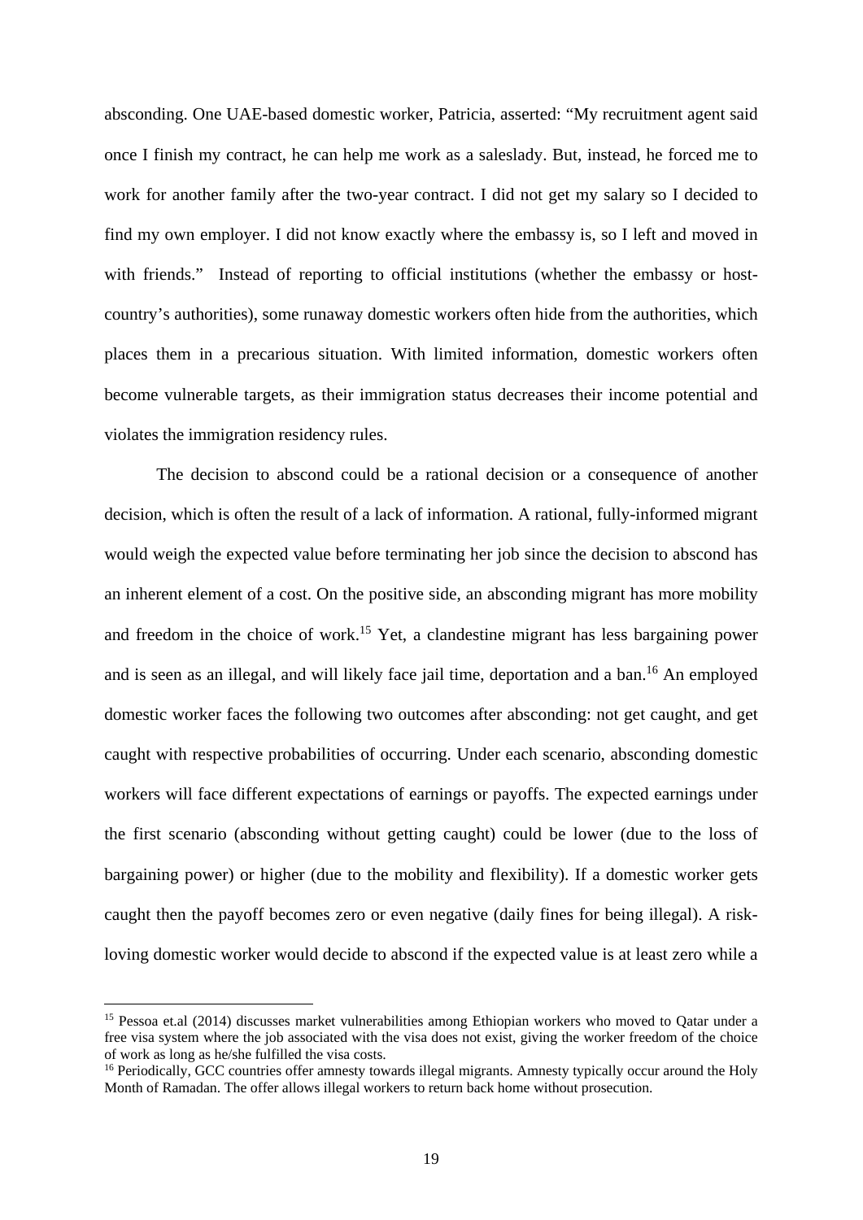absconding. One UAE-based domestic worker, Patricia, asserted: "My recruitment agent said once I finish my contract, he can help me work as a saleslady. But, instead, he forced me to work for another family after the two-year contract. I did not get my salary so I decided to find my own employer. I did not know exactly where the embassy is, so I left and moved in with friends." Instead of reporting to official institutions (whether the embassy or host-country's authorities), some runaway domestic workers often hide from the authorities, which places them in a precarious situation. With limited information, domestic workers often become vulnerable targets, as their immigration status decreases their income potential and violates the immigration residency rules.

The decision to abscond could be a rational decision or a consequence of another decision, which is often the result of a lack of information. A rational, fully-informed migrant would weigh the expected value before terminating her job since the decision to abscond has an inherent element of a cost. On the positive side, an absconding migrant has more mobility and freedom in the choice of work.[15] Yet, a clandestine migrant has less bargaining power and is seen as an illegal, and will likely face jail time, deportation and a ban.[16] An employed domestic worker faces the following two outcomes after absconding: not get caught, and get caught with respective probabilities of occurring. Under each scenario, absconding domestic workers will face different expectations of earnings or payoffs. The expected earnings under the first scenario (absconding without getting caught) could be lower (due to the loss of bargaining power) or higher (due to the mobility and flexibility). If a domestic worker gets caught then the payoff becomes zero or even negative (daily fines for being illegal). A risk-loving domestic worker would decide to abscond if the expected value is at least zero while a

[15] Pessoa et.al (2014) discusses market vulnerabilities among Ethiopian workers who moved to Qatar under a free visa system where the job associated with the visa does not exist, giving the worker freedom of the choice of work as long as he/she fulfilled the visa costs.

[16] Periodically, GCC countries offer amnesty towards illegal migrants. Amnesty typically occur around the Holy Month of Ramadan. The offer allows illegal workers to return back home without prosecution.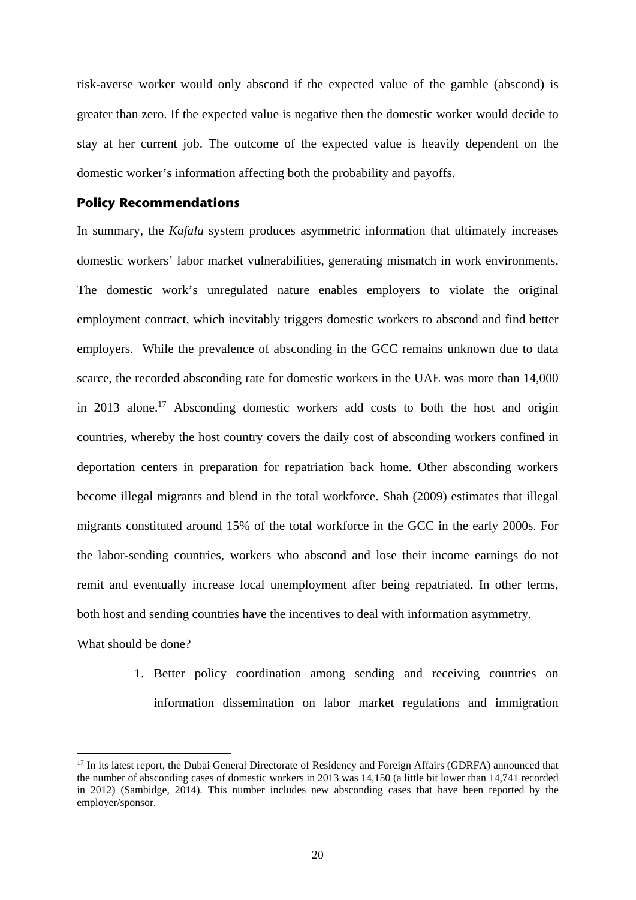risk-averse worker would only abscond if the expected value of the gamble (abscond) is greater than zero. If the expected value is negative then the domestic worker would decide to stay at her current job. The outcome of the expected value is heavily dependent on the domestic worker's information affecting both the probability and payoffs.

## Policy Recommendations

In summary, the *Kafala* system produces asymmetric information that ultimately increases domestic workers' labor market vulnerabilities, generating mismatch in work environments. The domestic work's unregulated nature enables employers to violate the original employment contract, which inevitably triggers domestic workers to abscond and find better employers. While the prevalence of absconding in the GCC remains unknown due to data scarce, the recorded absconding rate for domestic workers in the UAE was more than 14,000 in 2013 alone.[17] Absconding domestic workers add costs to both the host and origin countries, whereby the host country covers the daily cost of absconding workers confined in deportation centers in preparation for repatriation back home. Other absconding workers become illegal migrants and blend in the total workforce. Shah (2009) estimates that illegal migrants constituted around 15% of the total workforce in the GCC in the early 2000s. For the labor-sending countries, workers who abscond and lose their income earnings do not remit and eventually increase local unemployment after being repatriated. In other terms, both host and sending countries have the incentives to deal with information asymmetry.

What should be done?

1. Better policy coordination among sending and receiving countries on information dissemination on labor market regulations and immigration

---

[17] In its latest report, the Dubai General Directorate of Residency and Foreign Affairs (GDRFA) announced that the number of absconding cases of domestic workers in 2013 was 14,150 (a little bit lower than 14,741 recorded in 2012) (Sambidge, 2014). This number includes new absconding cases that have been reported by the employer/sponsor.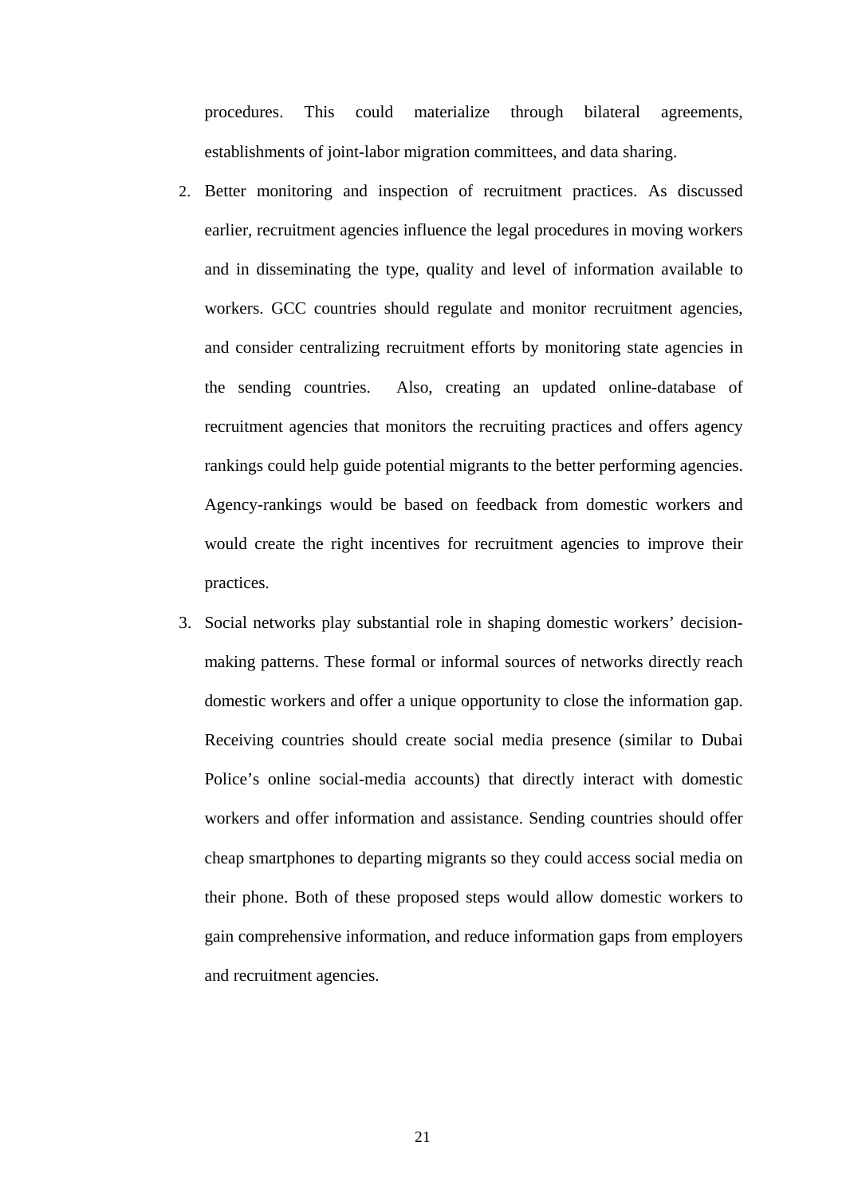procedures. This could materialize through bilateral agreements, establishments of joint-labor migration committees, and data sharing.

2. Better monitoring and inspection of recruitment practices. As discussed earlier, recruitment agencies influence the legal procedures in moving workers and in disseminating the type, quality and level of information available to workers. GCC countries should regulate and monitor recruitment agencies, and consider centralizing recruitment efforts by monitoring state agencies in the sending countries. Also, creating an updated online-database of recruitment agencies that monitors the recruiting practices and offers agency rankings could help guide potential migrants to the better performing agencies. Agency-rankings would be based on feedback from domestic workers and would create the right incentives for recruitment agencies to improve their practices.

3. Social networks play substantial role in shaping domestic workers' decision-making patterns. These formal or informal sources of networks directly reach domestic workers and offer a unique opportunity to close the information gap. Receiving countries should create social media presence (similar to Dubai Police's online social-media accounts) that directly interact with domestic workers and offer information and assistance. Sending countries should offer cheap smartphones to departing migrants so they could access social media on their phone. Both of these proposed steps would allow domestic workers to gain comprehensive information, and reduce information gaps from employers and recruitment agencies.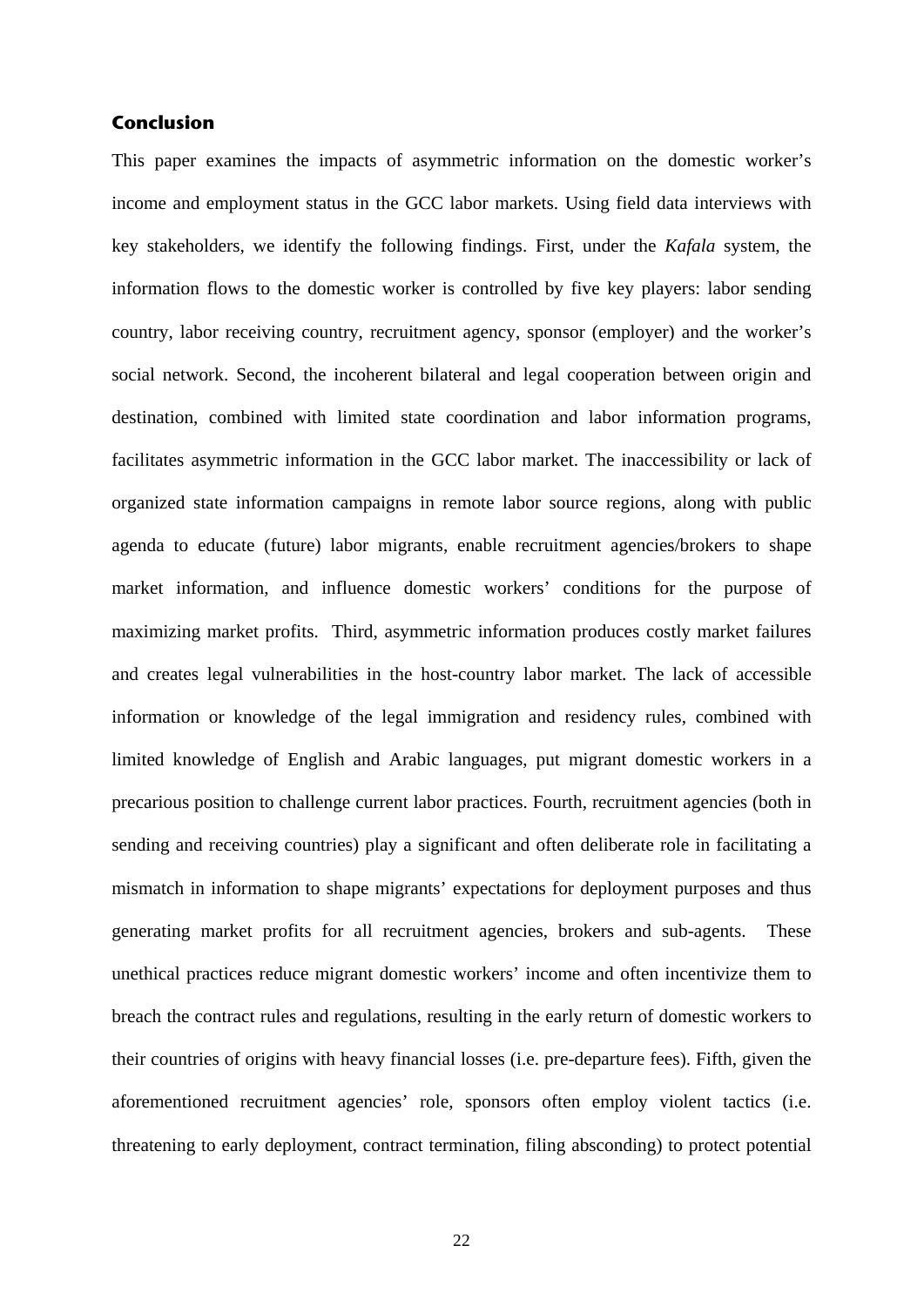## Conclusion

This paper examines the impacts of asymmetric information on the domestic worker's income and employment status in the GCC labor markets. Using field data interviews with key stakeholders, we identify the following findings. First, under the *Kafala* system, the information flows to the domestic worker is controlled by five key players: labor sending country, labor receiving country, recruitment agency, sponsor (employer) and the worker's social network. Second, the incoherent bilateral and legal cooperation between origin and destination, combined with limited state coordination and labor information programs, facilitates asymmetric information in the GCC labor market. The inaccessibility or lack of organized state information campaigns in remote labor source regions, along with public agenda to educate (future) labor migrants, enable recruitment agencies/brokers to shape market information, and influence domestic workers' conditions for the purpose of maximizing market profits. Third, asymmetric information produces costly market failures and creates legal vulnerabilities in the host-country labor market. The lack of accessible information or knowledge of the legal immigration and residency rules, combined with limited knowledge of English and Arabic languages, put migrant domestic workers in a precarious position to challenge current labor practices. Fourth, recruitment agencies (both in sending and receiving countries) play a significant and often deliberate role in facilitating a mismatch in information to shape migrants' expectations for deployment purposes and thus generating market profits for all recruitment agencies, brokers and sub-agents. These unethical practices reduce migrant domestic workers' income and often incentivize them to breach the contract rules and regulations, resulting in the early return of domestic workers to their countries of origins with heavy financial losses (i.e. pre-departure fees). Fifth, given the aforementioned recruitment agencies' role, sponsors often employ violent tactics (i.e. threatening to early deployment, contract termination, filing absconding) to protect potential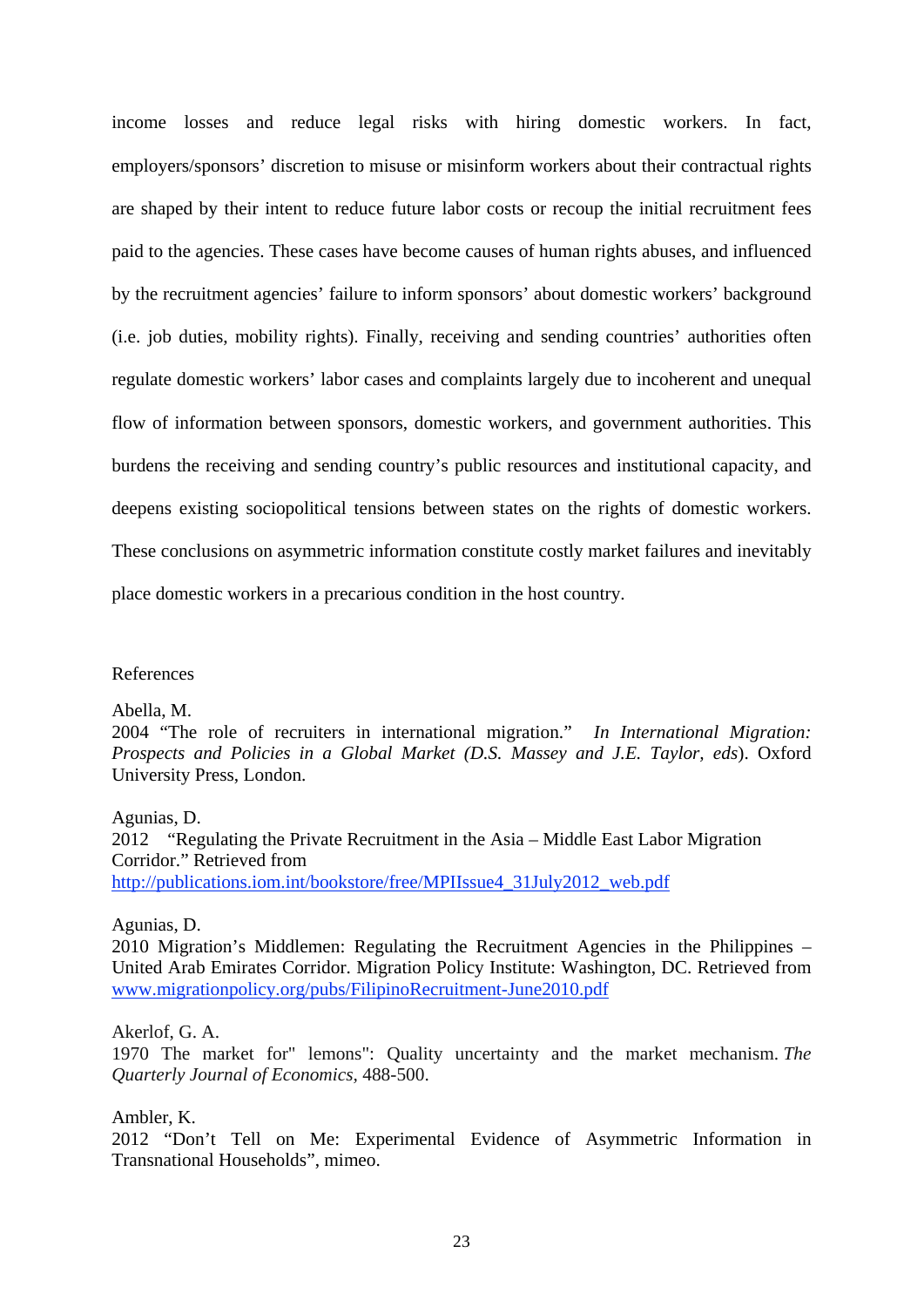income losses and reduce legal risks with hiring domestic workers. In fact, employers/sponsors' discretion to misuse or misinform workers about their contractual rights are shaped by their intent to reduce future labor costs or recoup the initial recruitment fees paid to the agencies. These cases have become causes of human rights abuses, and influenced by the recruitment agencies' failure to inform sponsors' about domestic workers' background (i.e. job duties, mobility rights). Finally, receiving and sending countries' authorities often regulate domestic workers' labor cases and complaints largely due to incoherent and unequal flow of information between sponsors, domestic workers, and government authorities. This burdens the receiving and sending country's public resources and institutional capacity, and deepens existing sociopolitical tensions between states on the rights of domestic workers. These conclusions on asymmetric information constitute costly market failures and inevitably place domestic workers in a precarious condition in the host country.

## References

Abella, M.
2004 "The role of recruiters in international migration." *In International Migration: Prospects and Policies in a Global Market (D.S. Massey and J.E. Taylor, eds*). Oxford University Press, London.

Agunias, D.
2012 "Regulating the Private Recruitment in the Asia – Middle East Labor Migration Corridor." Retrieved from http://publications.iom.int/bookstore/free/MPIIssue4_31July2012_web.pdf

Agunias, D.
2010 Migration's Middlemen: Regulating the Recruitment Agencies in the Philippines – United Arab Emirates Corridor. Migration Policy Institute: Washington, DC. Retrieved from www.migrationpolicy.org/pubs/FilipinoRecruitment-June2010.pdf

Akerlof, G. A.
1970 The market for" lemons": Quality uncertainty and the market mechanism. *The Quarterly Journal of Economics*, 488-500.

Ambler, K.
2012 "Don't Tell on Me: Experimental Evidence of Asymmetric Information in Transnational Households", mimeo.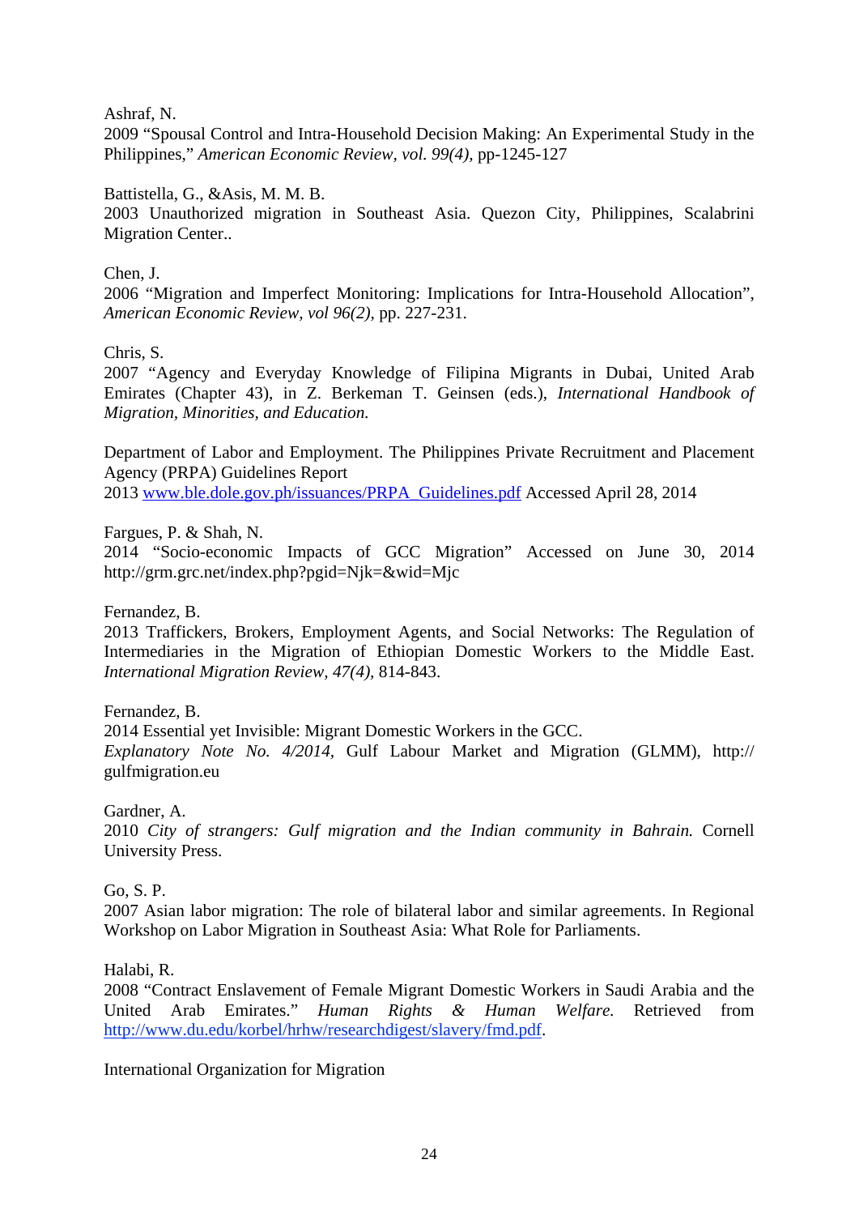Ashraf, N.
2009 "Spousal Control and Intra-Household Decision Making: An Experimental Study in the Philippines," *American Economic Review, vol. 99(4),* pp-1245-127

Battistella, G., &Asis, M. M. B.
2003 Unauthorized migration in Southeast Asia. Quezon City, Philippines, Scalabrini Migration Center..

Chen, J.
2006 "Migration and Imperfect Monitoring: Implications for Intra-Household Allocation", *American Economic Review, vol 96(2),* pp. 227-231.

Chris, S.
2007 "Agency and Everyday Knowledge of Filipina Migrants in Dubai, United Arab Emirates (Chapter 43), in Z. Berkeman T. Geinsen (eds.), *International Handbook of Migration, Minorities, and Education.*

Department of Labor and Employment. The Philippines Private Recruitment and Placement Agency (PRPA) Guidelines Report
2013 www.ble.dole.gov.ph/issuances/PRPA_Guidelines.pdf Accessed April 28, 2014

Fargues, P. & Shah, N.
2014 "Socio-economic Impacts of GCC Migration" Accessed on June 30, 2014 http://grm.grc.net/index.php?pgid=Njk=&wid=Mjc

Fernandez, B.
2013 Traffickers, Brokers, Employment Agents, and Social Networks: The Regulation of Intermediaries in the Migration of Ethiopian Domestic Workers to the Middle East. *International Migration Review, 47(4),* 814-843.

Fernandez, B.
2014 Essential yet Invisible: Migrant Domestic Workers in the GCC.
*Explanatory Note No. 4/2014*, Gulf Labour Market and Migration (GLMM), http:// gulfmigration.eu

Gardner, A.
2010 *City of strangers: Gulf migration and the Indian community in Bahrain.* Cornell University Press.

Go, S. P.
2007 Asian labor migration: The role of bilateral labor and similar agreements. In Regional Workshop on Labor Migration in Southeast Asia: What Role for Parliaments.

Halabi, R.
2008 "Contract Enslavement of Female Migrant Domestic Workers in Saudi Arabia and the United Arab Emirates." *Human Rights & Human Welfare.* Retrieved from http://www.du.edu/korbel/hrhw/researchdigest/slavery/fmd.pdf.

International Organization for Migration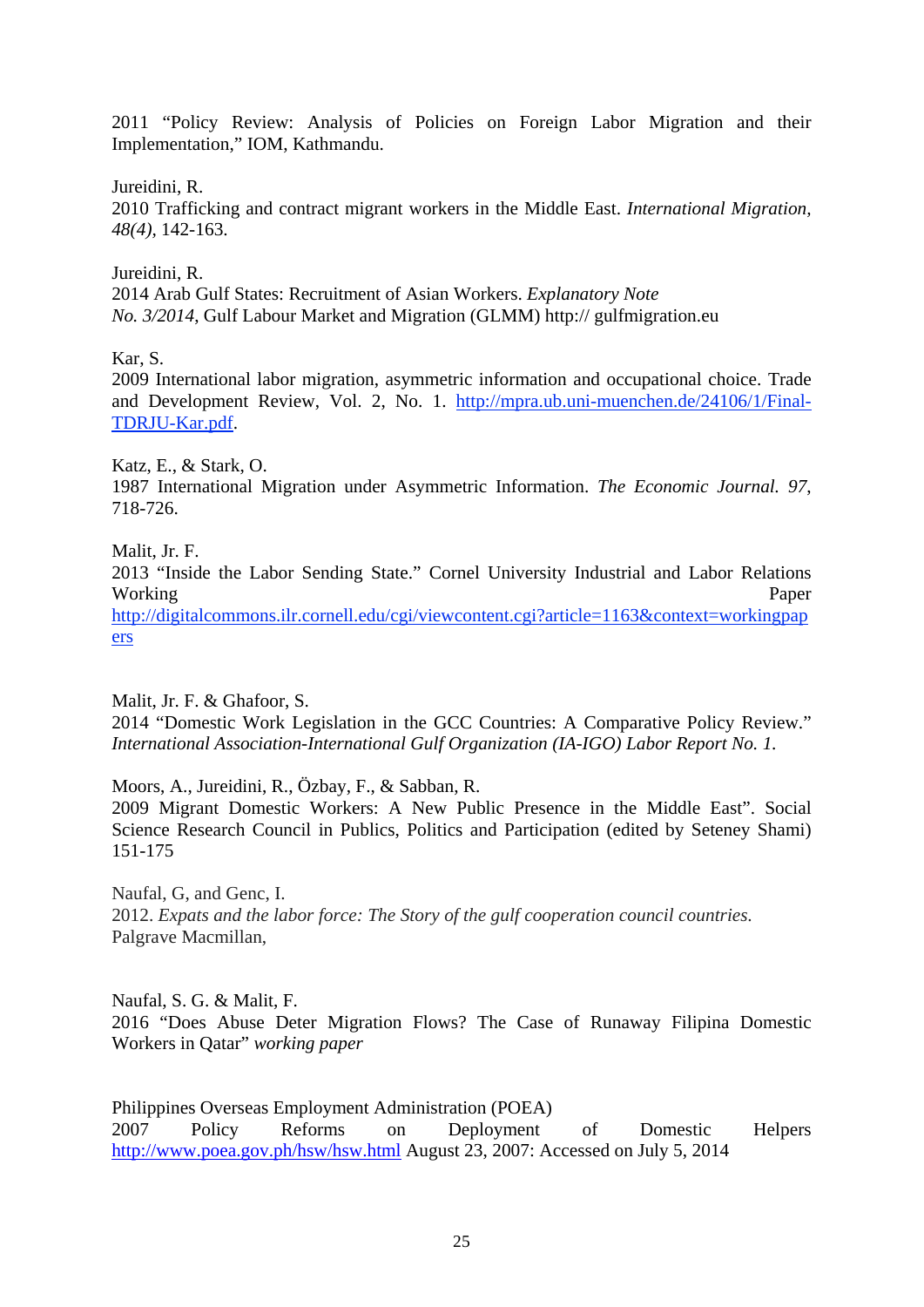2011 "Policy Review: Analysis of Policies on Foreign Labor Migration and their Implementation," IOM, Kathmandu.

Jureidini, R.
2010 Trafficking and contract migrant workers in the Middle East. *International Migration, 48(4)*, 142-163.

Jureidini, R.
2014 Arab Gulf States: Recruitment of Asian Workers. *Explanatory Note No. 3/2014*, Gulf Labour Market and Migration (GLMM) http:// gulfmigration.eu

Kar, S.
2009 International labor migration, asymmetric information and occupational choice. Trade and Development Review, Vol. 2, No. 1. http://mpra.ub.uni-muenchen.de/24106/1/Final-TDRJU-Kar.pdf.

Katz, E., & Stark, O.
1987 International Migration under Asymmetric Information. *The Economic Journal. 97*, 718-726.

Malit, Jr. F.
2013 "Inside the Labor Sending State." Cornel University Industrial and Labor Relations Working Paper http://digitalcommons.ilr.cornell.edu/cgi/viewcontent.cgi?article=1163&context=workingpapers

Malit, Jr. F. & Ghafoor, S.
2014 "Domestic Work Legislation in the GCC Countries: A Comparative Policy Review." *International Association-International Gulf Organization (IA-IGO) Labor Report No. 1.*

Moors, A., Jureidini, R., Özbay, F., & Sabban, R.
2009 Migrant Domestic Workers: A New Public Presence in the Middle East". Social Science Research Council in Publics, Politics and Participation (edited by Seteney Shami) 151-175

Naufal, G, and Genc, I.
2012. *Expats and the labor force: The Story of the gulf cooperation council countries.* Palgrave Macmillan,

Naufal, S. G. & Malit, F.
2016 "Does Abuse Deter Migration Flows? The Case of Runaway Filipina Domestic Workers in Qatar" *working paper*

Philippines Overseas Employment Administration (POEA)
2007 Policy Reforms on Deployment of Domestic Helpers http://www.poea.gov.ph/hsw/hsw.html August 23, 2007: Accessed on July 5, 2014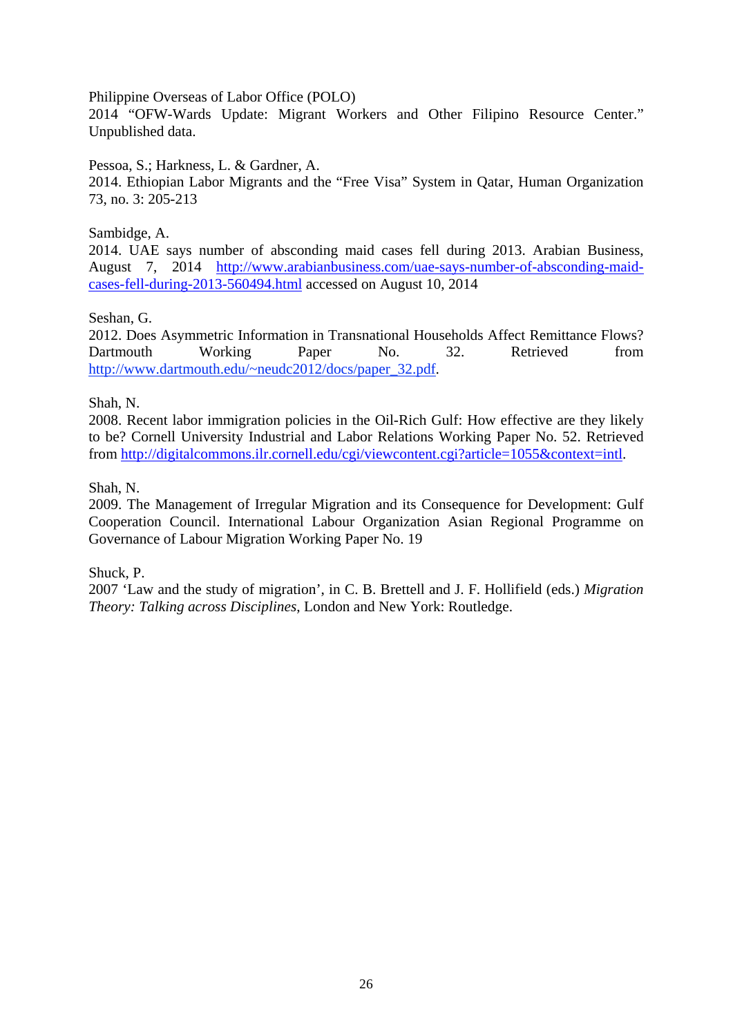Philippine Overseas of Labor Office (POLO)
2014 "OFW-Wards Update: Migrant Workers and Other Filipino Resource Center." Unpublished data.

Pessoa, S.; Harkness, L. & Gardner, A.
2014. Ethiopian Labor Migrants and the "Free Visa" System in Qatar, Human Organization 73, no. 3: 205-213

Sambidge, A.
2014. UAE says number of absconding maid cases fell during 2013. Arabian Business, August 7, 2014 http://www.arabianbusiness.com/uae-says-number-of-absconding-maid-cases-fell-during-2013-560494.html accessed on August 10, 2014

Seshan, G.
2012. Does Asymmetric Information in Transnational Households Affect Remittance Flows? Dartmouth Working Paper No. 32. Retrieved from http://www.dartmouth.edu/~neudc2012/docs/paper_32.pdf.

Shah, N.
2008. Recent labor immigration policies in the Oil-Rich Gulf: How effective are they likely to be? Cornell University Industrial and Labor Relations Working Paper No. 52. Retrieved from http://digitalcommons.ilr.cornell.edu/cgi/viewcontent.cgi?article=1055&context=intl.

Shah, N.
2009. The Management of Irregular Migration and its Consequence for Development: Gulf Cooperation Council. International Labour Organization Asian Regional Programme on Governance of Labour Migration Working Paper No. 19

Shuck, P.
2007 'Law and the study of migration', in C. B. Brettell and J. F. Hollifield (eds.) *Migration Theory: Talking across Disciplines*, London and New York: Routledge.